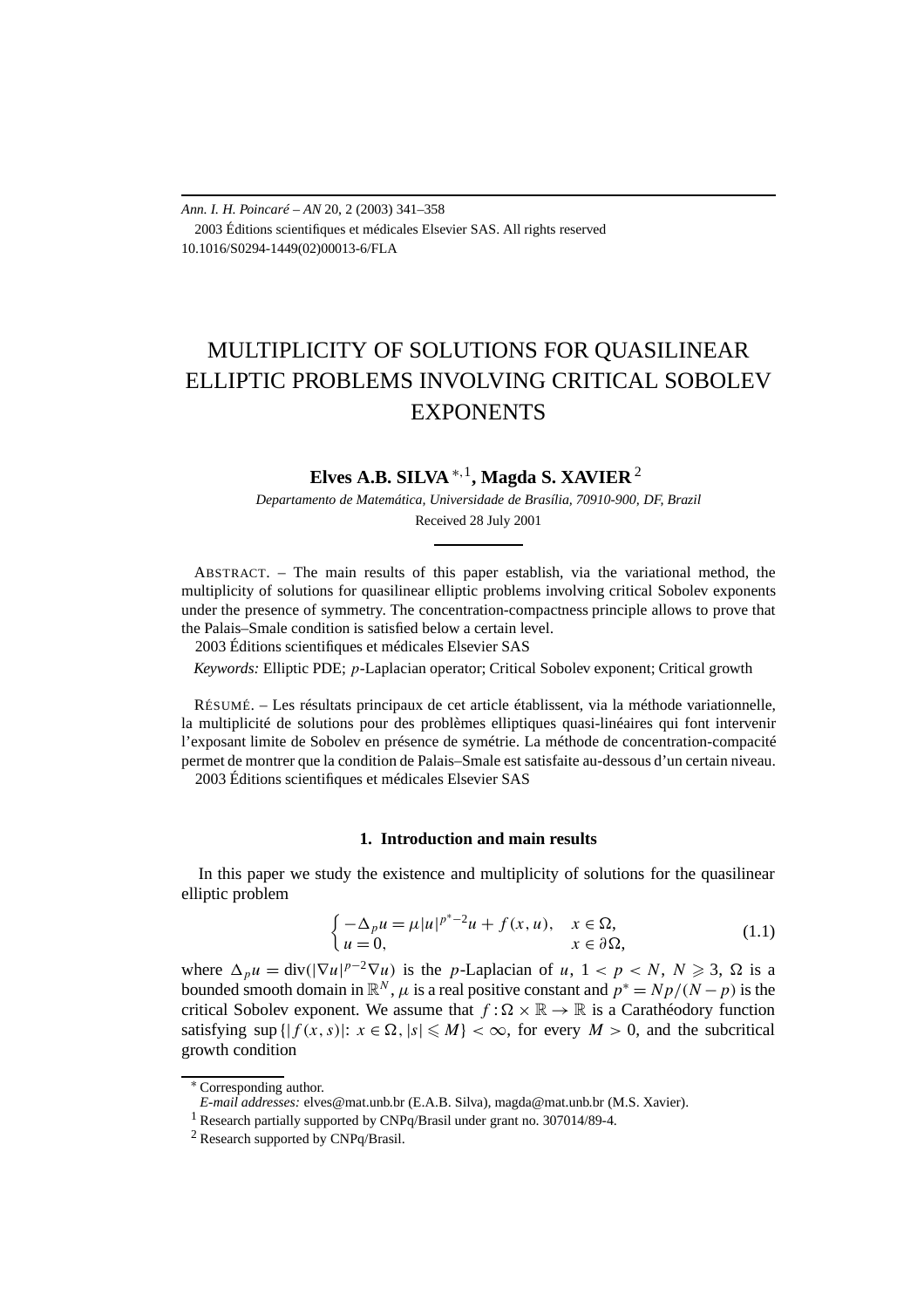*Ann. I. H. Poincaré – AN* 20, 2 (2003) 341–358
2003 Éditions scientifiques et médicales Elsevier SAS. All rights reserved
10.1016/S0294-1449(02)00013-6/FLA

# MULTIPLICITY OF SOLUTIONS FOR QUASILINEAR ELLIPTIC PROBLEMS INVOLVING CRITICAL SOBOLEV EXPONENTS

**Elves A.B. SILVA** [*,1], **Magda S. XAVIER** [2]

*Departamento de Matemática, Universidade de Brasília, 70910-900, DF, Brazil*

Received 28 July 2001

ABSTRACT. – The main results of this paper establish, via the variational method, the multiplicity of solutions for quasilinear elliptic problems involving critical Sobolev exponents under the presence of symmetry. The concentration-compactness principle allows to prove that the Palais–Smale condition is satisfied below a certain level.
2003 Éditions scientifiques et médicales Elsevier SAS

*Keywords:* Elliptic PDE; $p$-Laplacian operator; Critical Sobolev exponent; Critical growth

RÉSUMÉ. – Les résultats principaux de cet article établissent, via la méthode variationnelle, la multiplicité de solutions pour des problèmes elliptiques quasi-linéaires qui font intervenir l'exposant limite de Sobolev en présence de symétrie. La méthode de concentration-compacité permet de montrer que la condition de Palais–Smale est satisfaite au-dessous d'un certain niveau.
2003 Éditions scientifiques et médicales Elsevier SAS

## 1. Introduction and main results

In this paper we study the existence and multiplicity of solutions for the quasilinear elliptic problem

$$\begin{cases} -\Delta_p u = \mu |u|^{p^*-2}u + f(x,u), & x \in \Omega, \\ u = 0, & x \in \partial\Omega, \end{cases} \tag{1.1}$$

where $\Delta_p u = \operatorname{div}(|\nabla u|^{p-2}\nabla u)$ is the $p$-Laplacian of $u$, $1 < p < N$, $N \geqslant 3$, $\Omega$ is a bounded smooth domain in $\mathbb{R}^N$, $\mu$ is a real positive constant and $p^* = Np/(N-p)$ is the critical Sobolev exponent. We assume that $f : \Omega \times \mathbb{R} \to \mathbb{R}$ is a Carathéodory function satisfying $\sup\{|f(x,s)|: x \in \Omega, |s| \leqslant M\} < \infty$, for every $M > 0$, and the subcritical growth condition

[*] Corresponding author.
*E-mail addresses:* elves@mat.unb.br (E.A.B. Silva), magda@mat.unb.br (M.S. Xavier).
[1] Research partially supported by CNPq/Brasil under grant no. 307014/89-4.
[2] Research supported by CNPq/Brasil.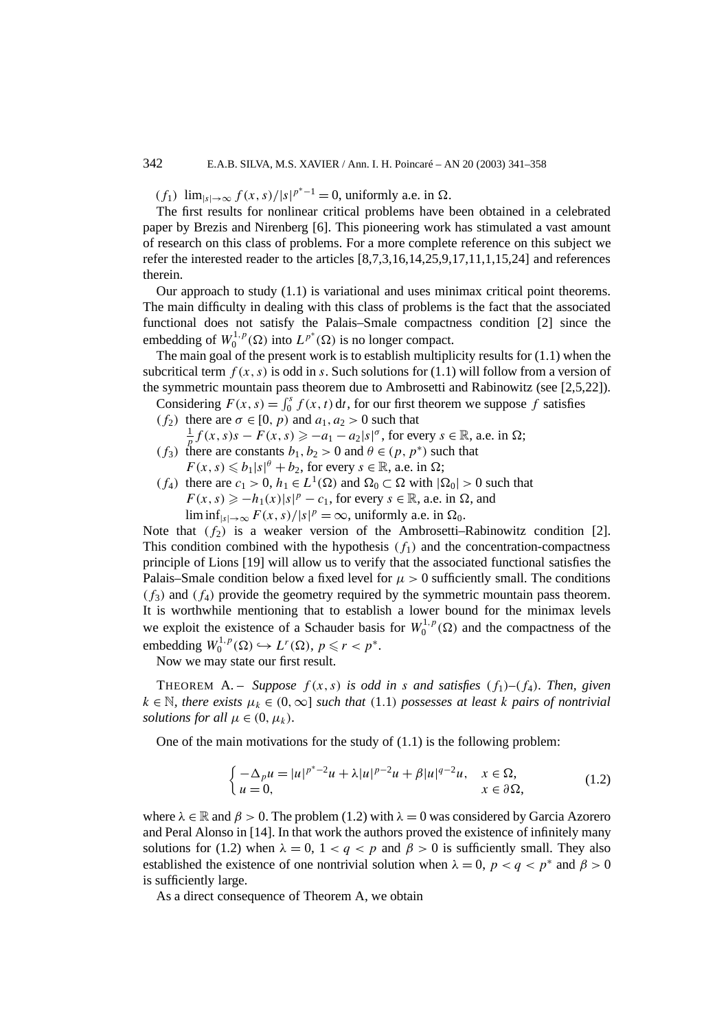$(f_1)$ $\lim_{|s|\to\infty} f(x,s)/|s|^{p^*-1} = 0$, uniformly a.e. in $\Omega$.

The first results for nonlinear critical problems have been obtained in a celebrated paper by Brezis and Nirenberg [6]. This pioneering work has stimulated a vast amount of research on this class of problems. For a more complete reference on this subject we refer the interested reader to the articles [8,7,3,16,14,25,9,17,11,1,15,24] and references therein.

Our approach to study (1.1) is variational and uses minimax critical point theorems. The main difficulty in dealing with this class of problems is the fact that the associated functional does not satisfy the Palais–Smale compactness condition [2] since the embedding of $W_0^{1,p}(\Omega)$ into $L^{p^*}(\Omega)$ is no longer compact.

The main goal of the present work is to establish multiplicity results for (1.1) when the subcritical term $f(x,s)$ is odd in $s$. Such solutions for (1.1) will follow from a version of the symmetric mountain pass theorem due to Ambrosetti and Rabinowitz (see [2,5,22]).

Considering $F(x,s) = \int_0^s f(x,t)\,\mathrm{d}t$, for our first theorem we suppose $f$ satisfies

$(f_2)$ there are $\sigma \in [0,p)$ and $a_1, a_2 > 0$ such that
$\frac{1}{p} f(x,s)s - F(x,s) \geqslant -a_1 - a_2|s|^\sigma$, for every $s \in \mathbb{R}$, a.e. in $\Omega$;

$(f_3)$ there are constants $b_1, b_2 > 0$ and $\theta \in (p, p^*)$ such that
$F(x,s) \leqslant b_1|s|^\theta + b_2$, for every $s \in \mathbb{R}$, a.e. in $\Omega$;

$(f_4)$ there are $c_1 > 0$, $h_1 \in L^1(\Omega)$ and $\Omega_0 \subset \Omega$ with $|\Omega_0| > 0$ such that
$F(x,s) \geqslant -h_1(x)|s|^p - c_1$, for every $s \in \mathbb{R}$, a.e. in $\Omega$, and
$\liminf_{|s|\to\infty} F(x,s)/|s|^p = \infty$, uniformly a.e. in $\Omega_0$.

Note that $(f_2)$ is a weaker version of the Ambrosetti–Rabinowitz condition [2]. This condition combined with the hypothesis $(f_1)$ and the concentration-compactness principle of Lions [19] will allow us to verify that the associated functional satisfies the Palais–Smale condition below a fixed level for $\mu > 0$ sufficiently small. The conditions $(f_3)$ and $(f_4)$ provide the geometry required by the symmetric mountain pass theorem. It is worthwhile mentioning that to establish a lower bound for the minimax levels we exploit the existence of a Schauder basis for $W_0^{1,p}(\Omega)$ and the compactness of the embedding $W_0^{1,p}(\Omega) \hookrightarrow L^r(\Omega)$, $p \leqslant r < p^*$.

Now we may state our first result.

THEOREM A. – *Suppose $f(x,s)$ is odd in $s$ and satisfies $(f_1)$–$(f_4)$. Then, given $k \in \mathbb{N}$, there exists $\mu_k \in (0,\infty]$ such that* (1.1) *possesses at least $k$ pairs of nontrivial solutions for all $\mu \in (0,\mu_k)$.*

One of the main motivations for the study of (1.1) is the following problem:

$$\begin{cases} -\Delta_p u = |u|^{p^*-2}u + \lambda|u|^{p-2}u + \beta|u|^{q-2}u, & x \in \Omega, \\ u = 0, & x \in \partial\Omega, \end{cases} \tag{1.2}$$

where $\lambda \in \mathbb{R}$ and $\beta > 0$. The problem (1.2) with $\lambda = 0$ was considered by Garcia Azorero and Peral Alonso in [14]. In that work the authors proved the existence of infinitely many solutions for (1.2) when $\lambda = 0$, $1 < q < p$ and $\beta > 0$ is sufficiently small. They also established the existence of one nontrivial solution when $\lambda = 0$, $p < q < p^*$ and $\beta > 0$ is sufficiently large.

As a direct consequence of Theorem A, we obtain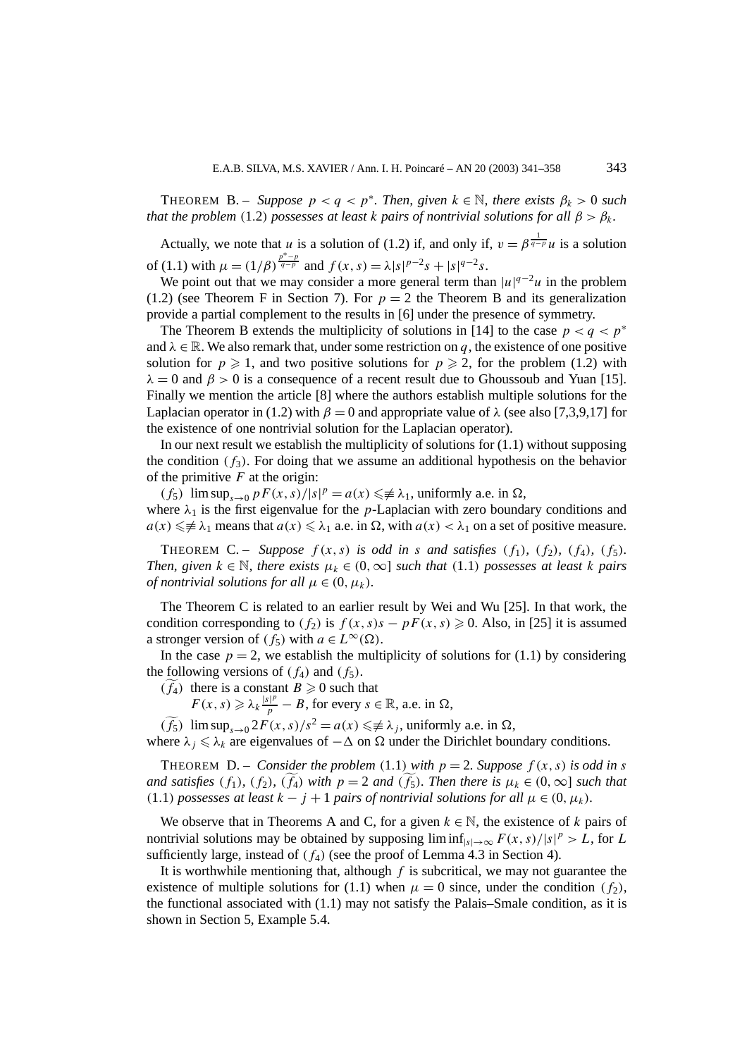THEOREM B. – *Suppose $p < q < p^*$. Then, given $k \in \mathbb{N}$, there exists $\beta_k > 0$ such that the problem* (1.2) *possesses at least $k$ pairs of nontrivial solutions for all $\beta > \beta_k$.*

Actually, we note that $u$ is a solution of (1.2) if, and only if, $v = \beta^{\frac{1}{q-p}} u$ is a solution of (1.1) with $\mu = (1/\beta)^{\frac{p^*-p}{q-p}}$ and $f(x,s) = \lambda |s|^{p-2}s + |s|^{q-2}s$.

We point out that we may consider a more general term than $|u|^{q-2}u$ in the problem (1.2) (see Theorem F in Section 7). For $p = 2$ the Theorem B and its generalization provide a partial complement to the results in [6] under the presence of symmetry.

The Theorem B extends the multiplicity of solutions in [14] to the case $p < q < p^*$ and $\lambda \in \mathbb{R}$. We also remark that, under some restriction on $q$, the existence of one positive solution for $p \geqslant 1$, and two positive solutions for $p \geqslant 2$, for the problem (1.2) with $\lambda = 0$ and $\beta > 0$ is a consequence of a recent result due to Ghoussoub and Yuan [15]. Finally we mention the article [8] where the authors establish multiple solutions for the Laplacian operator in (1.2) with $\beta = 0$ and appropriate value of $\lambda$ (see also [7,3,9,17] for the existence of one nontrivial solution for the Laplacian operator).

In our next result we establish the multiplicity of solutions for (1.1) without supposing the condition $(f_3)$. For doing that we assume an additional hypothesis on the behavior of the primitive $F$ at the origin:

$(f_5)$ $\limsup_{s\to 0} pF(x,s)/|s|^p = a(x) \leqslant\not\equiv \lambda_1$, uniformly a.e. in $\Omega$,

where $\lambda_1$ is the first eigenvalue for the $p$-Laplacian with zero boundary conditions and $a(x) \leqslant\not\equiv \lambda_1$ means that $a(x) \leqslant \lambda_1$ a.e. in $\Omega$, with $a(x) < \lambda_1$ on a set of positive measure.

THEOREM C. – *Suppose $f(x,s)$ is odd in $s$ and satisfies $(f_1)$, $(f_2)$, $(f_4)$, $(f_5)$. Then, given $k \in \mathbb{N}$, there exists $\mu_k \in (0,\infty]$ such that* (1.1) *possesses at least $k$ pairs of nontrivial solutions for all $\mu \in (0,\mu_k)$.*

The Theorem C is related to an earlier result by Wei and Wu [25]. In that work, the condition corresponding to $(f_2)$ is $f(x,s)s - pF(x,s) \geqslant 0$. Also, in [25] it is assumed a stronger version of $(f_5)$ with $a \in L^\infty(\Omega)$.

In the case $p = 2$, we establish the multiplicity of solutions for (1.1) by considering the following versions of $(f_4)$ and $(f_5)$.

$(\widetilde{f_4})$ there is a constant $B \geqslant 0$ such that
$F(x,s) \geqslant \lambda_k \frac{|s|^p}{p} - B$, for every $s \in \mathbb{R}$, a.e. in $\Omega$,

$(\widetilde{f_5})$ $\limsup_{s\to 0} 2F(x,s)/s^2 = a(x) \leqslant\not\equiv \lambda_j$, uniformly a.e. in $\Omega$,

where $\lambda_j \leqslant \lambda_k$ are eigenvalues of $-\Delta$ on $\Omega$ under the Dirichlet boundary conditions.

THEOREM D. – *Consider the problem* (1.1) *with $p = 2$. Suppose $f(x,s)$ is odd in $s$ and satisfies $(f_1)$, $(f_2)$, $(\widetilde{f_4})$ with $p = 2$ and $(\widetilde{f_5})$. Then there is $\mu_k \in (0,\infty]$ such that* (1.1) *possesses at least $k - j + 1$ pairs of nontrivial solutions for all $\mu \in (0,\mu_k)$.*

We observe that in Theorems A and C, for a given $k \in \mathbb{N}$, the existence of $k$ pairs of nontrivial solutions may be obtained by supposing $\liminf_{|s|\to\infty} F(x,s)/|s|^p > L$, for $L$ sufficiently large, instead of $(f_4)$ (see the proof of Lemma 4.3 in Section 4).

It is worthwhile mentioning that, although $f$ is subcritical, we may not guarantee the existence of multiple solutions for (1.1) when $\mu = 0$ since, under the condition $(f_2)$, the functional associated with (1.1) may not satisfy the Palais–Smale condition, as it is shown in Section 5, Example 5.4.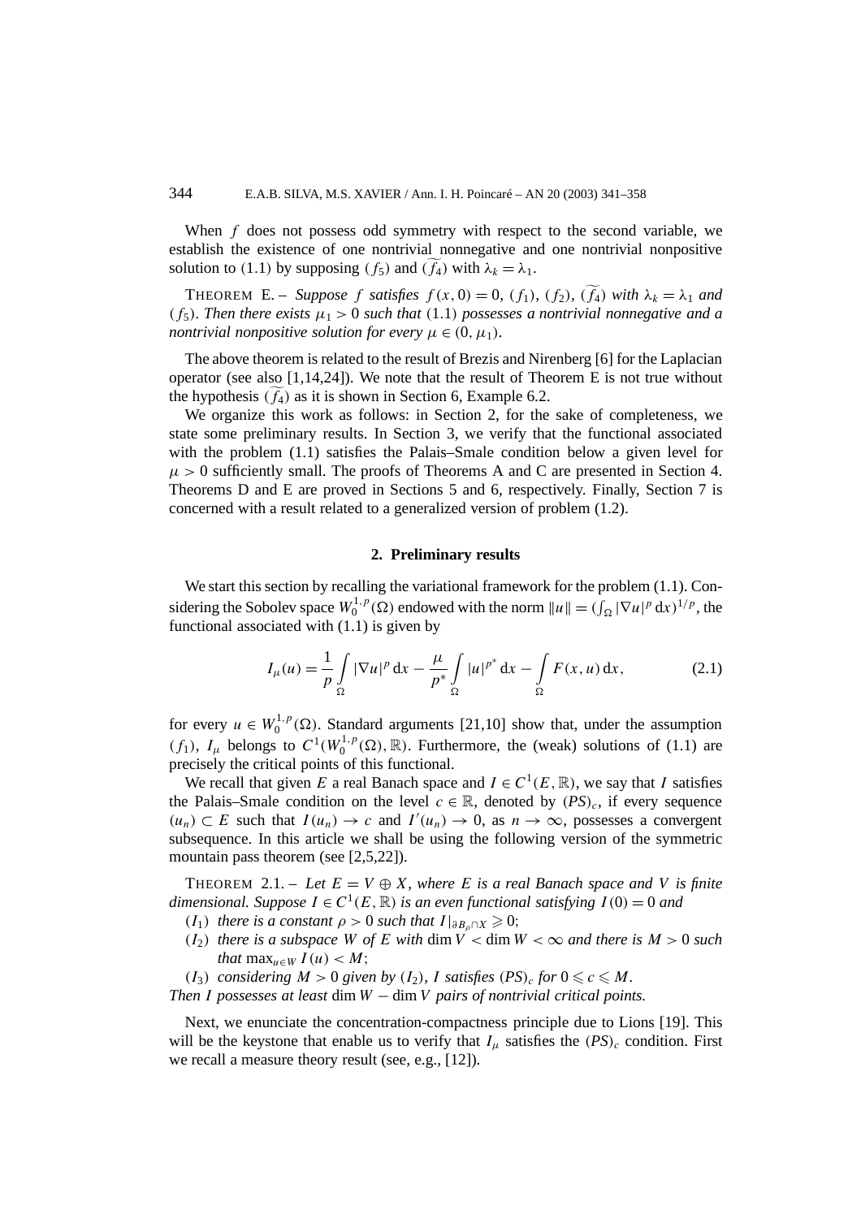When $f$ does not possess odd symmetry with respect to the second variable, we establish the existence of one nontrivial nonnegative and one nontrivial nonpositive solution to (1.1) by supposing $(f_5)$ and $(\widetilde{f_4})$ with $\lambda_k = \lambda_1$.

THEOREM E. – *Suppose $f$ satisfies $f(x,0) = 0$, $(f_1)$, $(f_2)$, $(\widetilde{f_4})$ with $\lambda_k = \lambda_1$ and $(f_5)$. Then there exists $\mu_1 > 0$ such that* (1.1) *possesses a nontrivial nonnegative and a nontrivial nonpositive solution for every $\mu \in (0, \mu_1)$.*

The above theorem is related to the result of Brezis and Nirenberg [6] for the Laplacian operator (see also [1,14,24]). We note that the result of Theorem E is not true without the hypothesis $(\widetilde{f_4})$ as it is shown in Section 6, Example 6.2.

We organize this work as follows: in Section 2, for the sake of completeness, we state some preliminary results. In Section 3, we verify that the functional associated with the problem (1.1) satisfies the Palais–Smale condition below a given level for $\mu > 0$ sufficiently small. The proofs of Theorems A and C are presented in Section 4. Theorems D and E are proved in Sections 5 and 6, respectively. Finally, Section 7 is concerned with a result related to a generalized version of problem (1.2).

## 2. Preliminary results

We start this section by recalling the variational framework for the problem (1.1). Considering the Sobolev space $W_0^{1,p}(\Omega)$ endowed with the norm $\|u\| = (\int_\Omega |\nabla u|^p \,\mathrm{d}x)^{1/p}$, the functional associated with (1.1) is given by

$$I_\mu(u) = \frac{1}{p}\int_\Omega |\nabla u|^p \,\mathrm{d}x - \frac{\mu}{p^*}\int_\Omega |u|^{p^*} \,\mathrm{d}x - \int_\Omega F(x,u)\,\mathrm{d}x, \tag{2.1}$$

for every $u \in W_0^{1,p}(\Omega)$. Standard arguments [21,10] show that, under the assumption $(f_1)$, $I_\mu$ belongs to $C^1(W_0^{1,p}(\Omega), \mathbb{R})$. Furthermore, the (weak) solutions of (1.1) are precisely the critical points of this functional.

We recall that given $E$ a real Banach space and $I \in C^1(E, \mathbb{R})$, we say that $I$ satisfies the Palais–Smale condition on the level $c \in \mathbb{R}$, denoted by $(PS)_c$, if every sequence $(u_n) \subset E$ such that $I(u_n) \to c$ and $I'(u_n) \to 0$, as $n \to \infty$, possesses a convergent subsequence. In this article we shall be using the following version of the symmetric mountain pass theorem (see [2,5,22]).

THEOREM 2.1. – *Let $E = V \oplus X$, where $E$ is a real Banach space and $V$ is finite dimensional. Suppose $I \in C^1(E, \mathbb{R})$ is an even functional satisfying $I(0) = 0$ and*

- $(I_1)$ *there is a constant $\rho > 0$ such that $I|_{\partial B_\rho \cap X} \geqslant 0$;*
- $(I_2)$ *there is a subspace $W$ of $E$ with $\dim V < \dim W < \infty$ and there is $M > 0$ such that $\max_{u \in W} I(u) < M$;*
- $(I_3)$ *considering $M > 0$ given by $(I_2)$, $I$ satisfies $(PS)_c$ for $0 \leqslant c \leqslant M$.*

*Then $I$ possesses at least $\dim W - \dim V$ pairs of nontrivial critical points.*

Next, we enunciate the concentration-compactness principle due to Lions [19]. This will be the keystone that enable us to verify that $I_\mu$ satisfies the $(PS)_c$ condition. First we recall a measure theory result (see, e.g., [12]).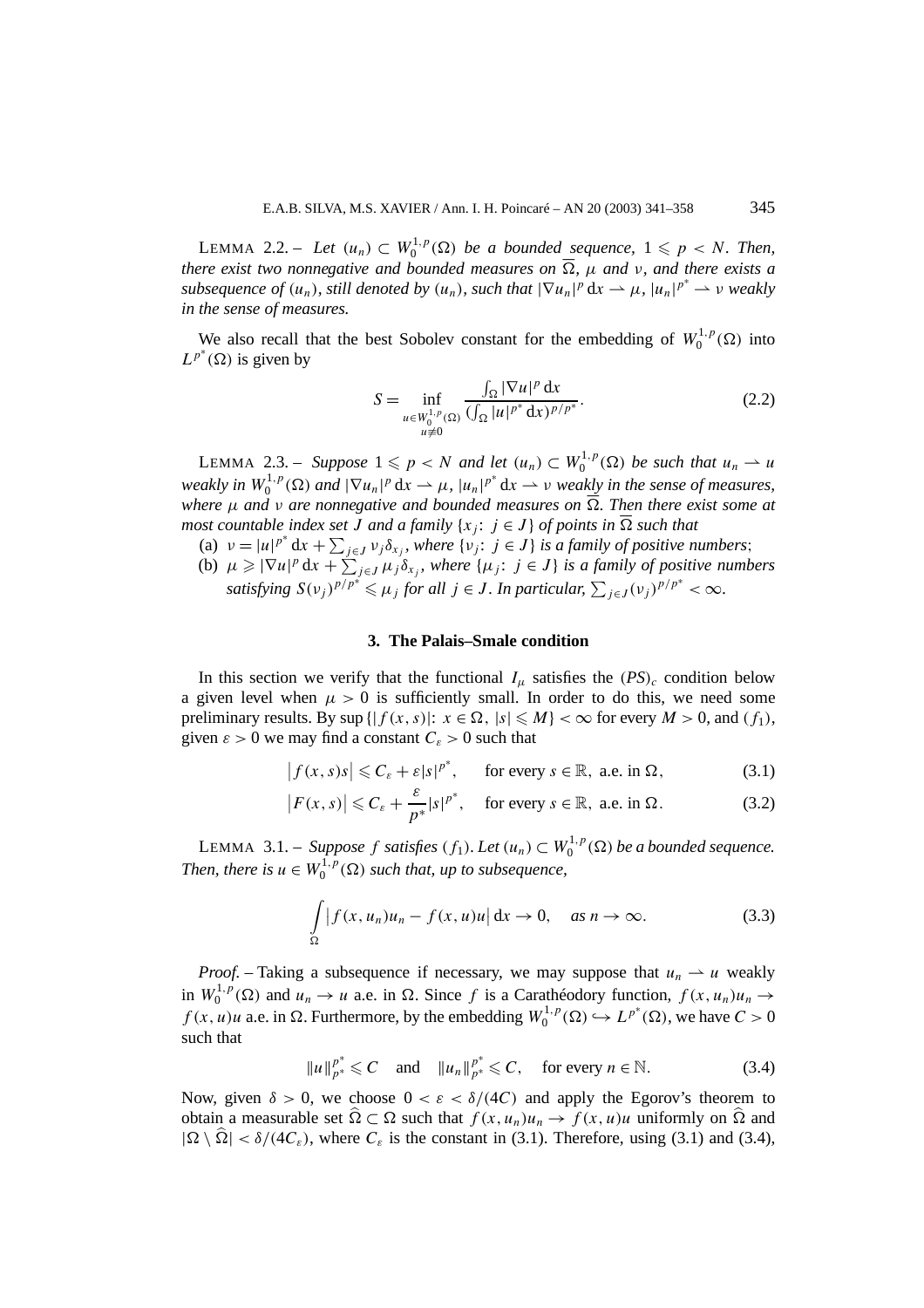LEMMA 2.2. – *Let $(u_n) \subset W_0^{1,p}(\Omega)$ be a bounded sequence, $1 \leqslant p < N$. Then, there exist two nonnegative and bounded measures on $\overline{\Omega}$, $\mu$ and $\nu$, and there exists a subsequence of $(u_n)$, still denoted by $(u_n)$, such that $|\nabla u_n|^p \, dx \rightharpoonup \mu$, $|u_n|^{p^*} \rightharpoonup \nu$ weakly in the sense of measures.*

We also recall that the best Sobolev constant for the embedding of $W_0^{1,p}(\Omega)$ into $L^{p^*}(\Omega)$ is given by

$$S = \inf_{\substack{u \in W_0^{1,p}(\Omega) \\ u \not\equiv 0}} \frac{\int_\Omega |\nabla u|^p \, dx}{(\int_\Omega |u|^{p^*} \, dx)^{p/p^*}}. \tag{2.2}$$

LEMMA 2.3. – *Suppose $1 \leqslant p < N$ and let $(u_n) \subset W_0^{1,p}(\Omega)$ be such that $u_n \rightharpoonup u$ weakly in $W_0^{1,p}(\Omega)$ and $|\nabla u_n|^p \, dx \rightharpoonup \mu$, $|u_n|^{p^*} \, dx \rightharpoonup \nu$ weakly in the sense of measures, where $\mu$ and $\nu$ are nonnegative and bounded measures on $\overline{\Omega}$. Then there exist some at most countable index set $J$ and a family $\{x_j \colon j \in J\}$ of points in $\overline{\Omega}$ such that*

(a) *$\nu = |u|^{p^*} \, dx + \sum_{j \in J} \nu_j \delta_{x_j}$, where $\{\nu_j \colon j \in J\}$ is a family of positive numbers*;

(b) *$\mu \geqslant |\nabla u|^p \, dx + \sum_{j \in J} \mu_j \delta_{x_j}$, where $\{\mu_j \colon j \in J\}$ is a family of positive numbers satisfying $S(\nu_j)^{p/p^*} \leqslant \mu_j$ for all $j \in J$. In particular, $\sum_{j \in J} (\nu_j)^{p/p^*} < \infty$.*

## 3. The Palais–Smale condition

In this section we verify that the functional $I_\mu$ satisfies the $(PS)_c$ condition below a given level when $\mu > 0$ is sufficiently small. In order to do this, we need some preliminary results. By $\sup\{|f(x,s)| \colon x \in \Omega, |s| \leqslant M\} < \infty$ for every $M > 0$, and $(f_1)$, given $\varepsilon > 0$ we may find a constant $C_\varepsilon > 0$ such that

$$\left| f(x,s)s \right| \leqslant C_\varepsilon + \varepsilon |s|^{p^*}, \quad \text{for every } s \in \mathbb{R}, \text{ a.e. in } \Omega, \tag{3.1}$$

$$\left| F(x,s) \right| \leqslant C_\varepsilon + \frac{\varepsilon}{p^*} |s|^{p^*}, \quad \text{for every } s \in \mathbb{R}, \text{ a.e. in } \Omega. \tag{3.2}$$

LEMMA 3.1. – *Suppose $f$ satisfies $(f_1)$. Let $(u_n) \subset W_0^{1,p}(\Omega)$ be a bounded sequence. Then, there is $u \in W_0^{1,p}(\Omega)$ such that, up to subsequence,*

$$\int_\Omega \left| f(x,u_n)u_n - f(x,u)u \right| dx \to 0, \quad \text{as } n \to \infty. \tag{3.3}$$

*Proof.* – Taking a subsequence if necessary, we may suppose that $u_n \rightharpoonup u$ weakly in $W_0^{1,p}(\Omega)$ and $u_n \to u$ a.e. in $\Omega$. Since $f$ is a Carathéodory function, $f(x,u_n)u_n \to f(x,u)u$ a.e. in $\Omega$. Furthermore, by the embedding $W_0^{1,p}(\Omega) \hookrightarrow L^{p^*}(\Omega)$, we have $C > 0$ such that

$$\|u\|_{p^*}^{p^*} \leqslant C \quad \text{and} \quad \|u_n\|_{p^*}^{p^*} \leqslant C, \quad \text{for every } n \in \mathbb{N}. \tag{3.4}$$

Now, given $\delta > 0$, we choose $0 < \varepsilon < \delta/(4C)$ and apply the Egorov's theorem to obtain a measurable set $\widehat{\Omega} \subset \Omega$ such that $f(x,u_n)u_n \to f(x,u)u$ uniformly on $\widehat{\Omega}$ and $|\Omega \setminus \widehat{\Omega}| < \delta/(4C_\varepsilon)$, where $C_\varepsilon$ is the constant in (3.1). Therefore, using (3.1) and (3.4),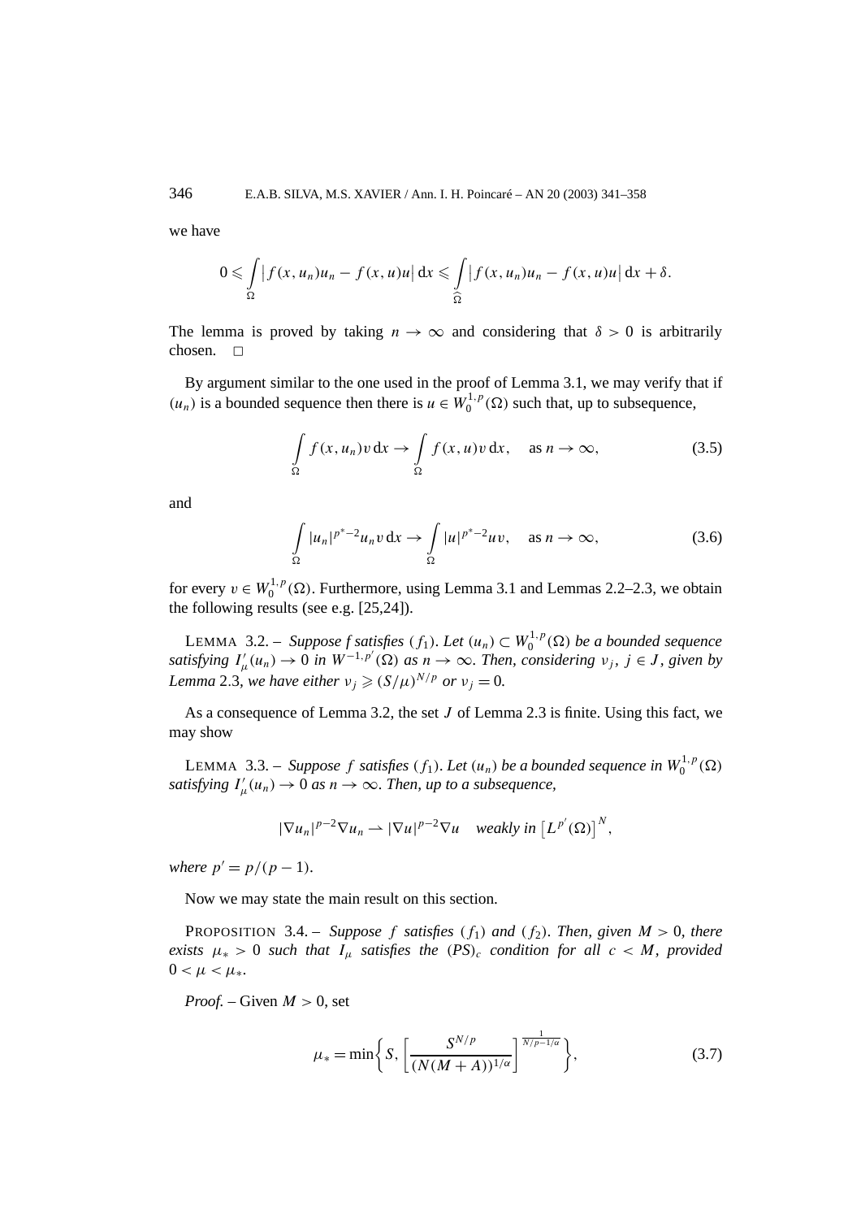we have

$$0 \leqslant \int_{\Omega} \left| f(x,u_n)u_n - f(x,u)u \right| \mathrm{d}x \leqslant \int_{\widehat{\Omega}} \left| f(x,u_n)u_n - f(x,u)u \right| \mathrm{d}x + \delta.$$

The lemma is proved by taking $n \to \infty$ and considering that $\delta > 0$ is arbitrarily chosen. □

By argument similar to the one used in the proof of Lemma 3.1, we may verify that if $(u_n)$ is a bounded sequence then there is $u \in W_0^{1,p}(\Omega)$ such that, up to subsequence,

$$\int_{\Omega} f(x,u_n)v \,\mathrm{d}x \to \int_{\Omega} f(x,u)v \,\mathrm{d}x, \quad \text{as } n \to \infty, \tag{3.5}$$

and

$$\int_{\Omega} |u_n|^{p^*-2}u_n v \,\mathrm{d}x \to \int_{\Omega} |u|^{p^*-2}uv, \quad \text{as } n \to \infty, \tag{3.6}$$

for every $v \in W_0^{1,p}(\Omega)$. Furthermore, using Lemma 3.1 and Lemmas 2.2–2.3, we obtain the following results (see e.g. [25,24]).

LEMMA 3.2. – *Suppose f satisfies $(f_1)$. Let $(u_n) \subset W_0^{1,p}(\Omega)$ be a bounded sequence satisfying $I'_\mu(u_n) \to 0$ in $W^{-1,p'}(\Omega)$ as $n \to \infty$. Then, considering $\nu_j$, $j \in J$, given by Lemma 2.3, we have either $\nu_j \geqslant (S/\mu)^{N/p}$ or $\nu_j = 0$.*

As a consequence of Lemma 3.2, the set $J$ of Lemma 2.3 is finite. Using this fact, we may show

LEMMA 3.3. – *Suppose $f$ satisfies $(f_1)$. Let $(u_n)$ be a bounded sequence in $W_0^{1,p}(\Omega)$ satisfying $I'_\mu(u_n) \to 0$ as $n \to \infty$. Then, up to a subsequence,*

$$|\nabla u_n|^{p-2}\nabla u_n \rightharpoonup |\nabla u|^{p-2}\nabla u \quad \textit{weakly in } \left[L^{p'}(\Omega)\right]^N,$$

*where $p' = p/(p-1)$.*

Now we may state the main result on this section.

PROPOSITION 3.4. – *Suppose $f$ satisfies $(f_1)$ and $(f_2)$. Then, given $M > 0$, there exists $\mu_* > 0$ such that $I_\mu$ satisfies the $(PS)_c$ condition for all $c < M$, provided $0 < \mu < \mu_*$.*

*Proof.* – Given $M > 0$, set

$$\mu_* = \min\left\{ S, \left[\frac{S^{N/p}}{(N(M+A))^{1/\alpha}}\right]^{\frac{1}{N/p - 1/\alpha}} \right\}, \tag{3.7}$$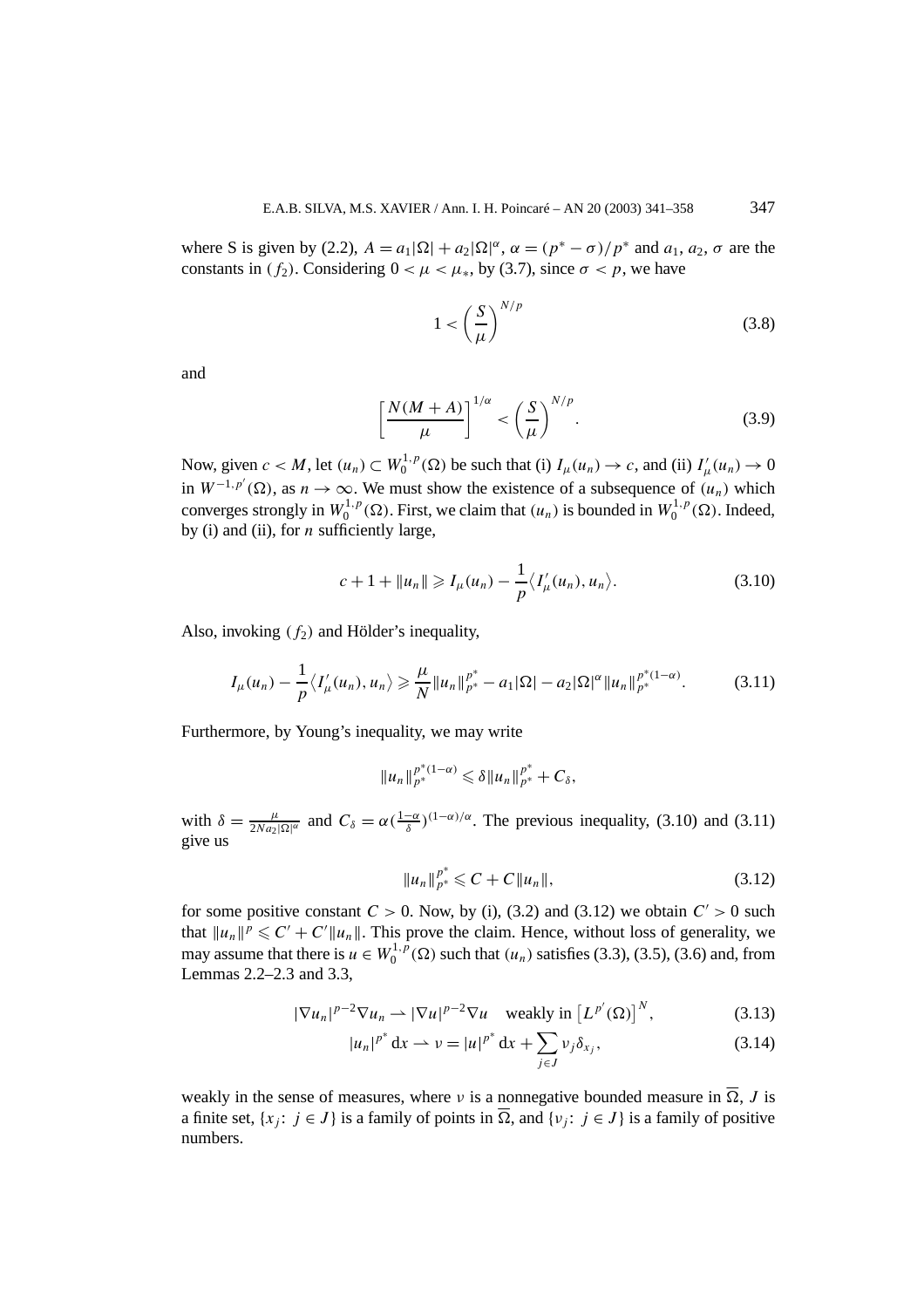where S is given by (2.2), $A = a_1|\Omega| + a_2|\Omega|^\alpha$, $\alpha = (p^* - \sigma)/p^*$ and $a_1$, $a_2$, $\sigma$ are the constants in $(f_2)$. Considering $0 < \mu < \mu_*$, by (3.7), since $\sigma < p$, we have

$$1 < \left(\frac{S}{\mu}\right)^{N/p} \tag{3.8}$$

and

$$\left[\frac{N(M+A)}{\mu}\right]^{1/\alpha} < \left(\frac{S}{\mu}\right)^{N/p}. \tag{3.9}$$

Now, given $c < M$, let $(u_n) \subset W_0^{1,p}(\Omega)$ be such that (i) $I_\mu(u_n) \to c$, and (ii) $I'_\mu(u_n) \to 0$ in $W^{-1,p'}(\Omega)$, as $n \to \infty$. We must show the existence of a subsequence of $(u_n)$ which converges strongly in $W_0^{1,p}(\Omega)$. First, we claim that $(u_n)$ is bounded in $W_0^{1,p}(\Omega)$. Indeed, by (i) and (ii), for $n$ sufficiently large,

$$c + 1 + \|u_n\| \geqslant I_\mu(u_n) - \frac{1}{p}\langle I'_\mu(u_n), u_n\rangle. \tag{3.10}$$

Also, invoking $(f_2)$ and Hölder's inequality,

$$I_\mu(u_n) - \frac{1}{p}\langle I'_\mu(u_n), u_n\rangle \geqslant \frac{\mu}{N}\|u_n\|_{p^*}^{p^*} - a_1|\Omega| - a_2|\Omega|^\alpha \|u_n\|_{p^*}^{p^*(1-\alpha)}. \tag{3.11}$$

Furthermore, by Young's inequality, we may write

$$\|u_n\|_{p^*}^{p^*(1-\alpha)} \leqslant \delta\|u_n\|_{p^*}^{p^*} + C_\delta,$$

with $\delta = \frac{\mu}{2Na_2|\Omega|^\alpha}$ and $C_\delta = \alpha(\frac{1-\alpha}{\delta})^{(1-\alpha)/\alpha}$. The previous inequality, (3.10) and (3.11) give us

$$\|u_n\|_{p^*}^{p^*} \leqslant C + C\|u_n\|, \tag{3.12}$$

for some positive constant $C > 0$. Now, by (i), (3.2) and (3.12) we obtain $C' > 0$ such that $\|u_n\|^p \leqslant C' + C'\|u_n\|$. This prove the claim. Hence, without loss of generality, we may assume that there is $u \in W_0^{1,p}(\Omega)$ such that $(u_n)$ satisfies (3.3), (3.5), (3.6) and, from Lemmas 2.2–2.3 and 3.3,

$$|\nabla u_n|^{p-2}\nabla u_n \rightharpoonup |\nabla u|^{p-2}\nabla u \quad \text{weakly in } \left[L^{p'}(\Omega)\right]^N, \tag{3.13}$$

$$|u_n|^{p^*}\,\mathrm{d}x \rightharpoonup \nu = |u|^{p^*}\,\mathrm{d}x + \sum_{j\in J}\nu_j\delta_{x_j}, \tag{3.14}$$

weakly in the sense of measures, where $\nu$ is a nonnegative bounded measure in $\overline{\Omega}$, $J$ is a finite set, $\{x_j\colon j \in J\}$ is a family of points in $\overline{\Omega}$, and $\{\nu_j\colon j \in J\}$ is a family of positive numbers.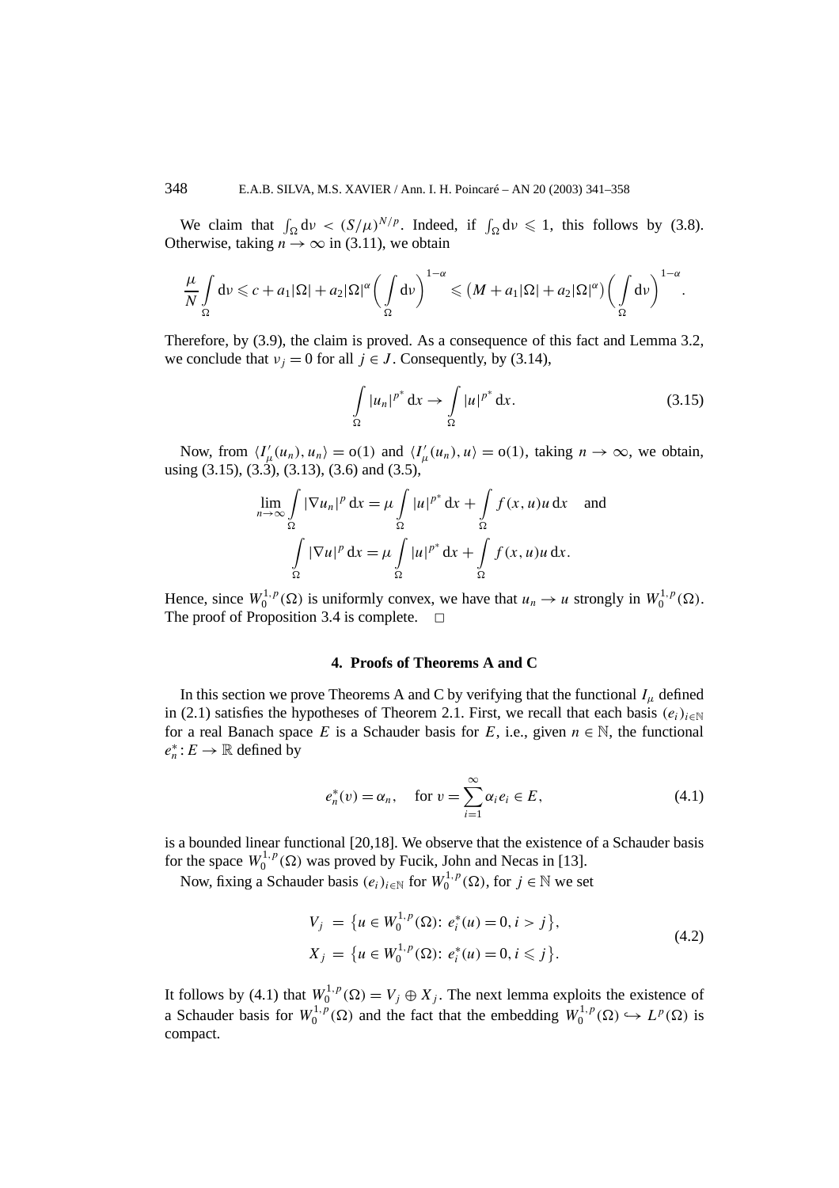We claim that $\int_\Omega \mathrm{d}\nu < (S/\mu)^{N/p}$. Indeed, if $\int_\Omega \mathrm{d}\nu \leqslant 1$, this follows by (3.8). Otherwise, taking $n \to \infty$ in (3.11), we obtain

$$\frac{\mu}{N}\int_\Omega \mathrm{d}\nu \leqslant c + a_1|\Omega| + a_2|\Omega|^\alpha \biggl(\int_\Omega \mathrm{d}\nu\biggr)^{1-\alpha} \leqslant \bigl(M + a_1|\Omega| + a_2|\Omega|^\alpha\bigr)\biggl(\int_\Omega \mathrm{d}\nu\biggr)^{1-\alpha}.$$

Therefore, by (3.9), the claim is proved. As a consequence of this fact and Lemma 3.2, we conclude that $\nu_j = 0$ for all $j \in J$. Consequently, by (3.14),

$$\int_\Omega |u_n|^{p^*}\,\mathrm{d}x \to \int_\Omega |u|^{p^*}\,\mathrm{d}x. \tag{3.15}$$

Now, from $\langle I'_\mu(u_n), u_n\rangle = \mathrm{o}(1)$ and $\langle I'_\mu(u_n), u\rangle = \mathrm{o}(1)$, taking $n \to \infty$, we obtain, using (3.15), (3.3), (3.13), (3.6) and (3.5),

$$\lim_{n\to\infty}\int_\Omega |\nabla u_n|^p\,\mathrm{d}x = \mu\int_\Omega |u|^{p^*}\,\mathrm{d}x + \int_\Omega f(x,u)u\,\mathrm{d}x \quad \text{and}$$
$$\int_\Omega |\nabla u|^p\,\mathrm{d}x = \mu\int_\Omega |u|^{p^*}\,\mathrm{d}x + \int_\Omega f(x,u)u\,\mathrm{d}x.$$

Hence, since $W_0^{1,p}(\Omega)$ is uniformly convex, we have that $u_n \to u$ strongly in $W_0^{1,p}(\Omega)$. The proof of Proposition 3.4 is complete. □

## 4. Proofs of Theorems A and C

In this section we prove Theorems A and C by verifying that the functional $I_\mu$ defined in (2.1) satisfies the hypotheses of Theorem 2.1. First, we recall that each basis $(e_i)_{i\in\mathbb{N}}$ for a real Banach space $E$ is a Schauder basis for $E$, i.e., given $n \in \mathbb{N}$, the functional $e_n^*: E \to \mathbb{R}$ defined by

$$e_n^*(v) = \alpha_n, \quad \text{for } v = \sum_{i=1}^\infty \alpha_i e_i \in E, \tag{4.1}$$

is a bounded linear functional [20,18]. We observe that the existence of a Schauder basis for the space $W_0^{1,p}(\Omega)$ was proved by Fucik, John and Necas in [13].

Now, fixing a Schauder basis $(e_i)_{i\in\mathbb{N}}$ for $W_0^{1,p}(\Omega)$, for $j \in \mathbb{N}$ we set

$$\begin{aligned} V_j &= \bigl\{u \in W_0^{1,p}(\Omega):\ e_i^*(u) = 0,\ i > j\bigr\},\\ X_j &= \bigl\{u \in W_0^{1,p}(\Omega):\ e_i^*(u) = 0,\ i \leqslant j\bigr\}. \end{aligned} \tag{4.2}$$

It follows by (4.1) that $W_0^{1,p}(\Omega) = V_j \oplus X_j$. The next lemma exploits the existence of a Schauder basis for $W_0^{1,p}(\Omega)$ and the fact that the embedding $W_0^{1,p}(\Omega) \hookrightarrow L^p(\Omega)$ is compact.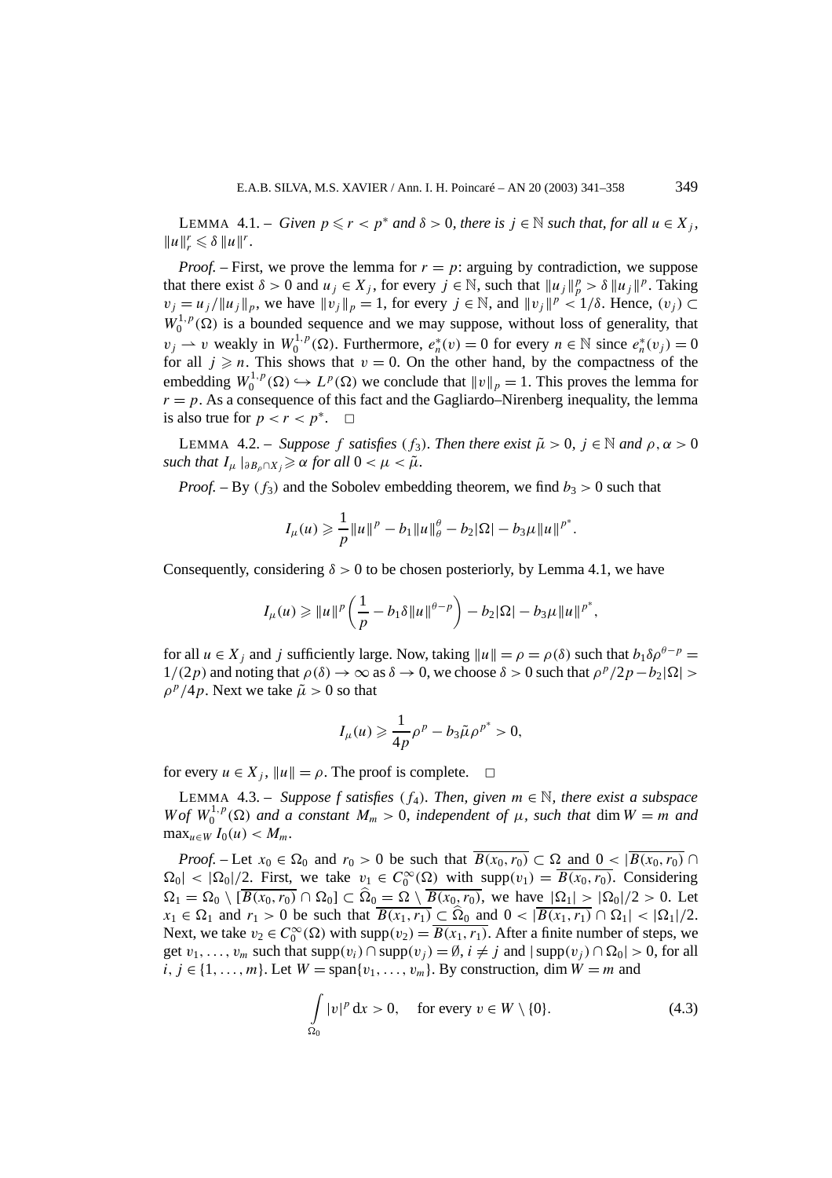LEMMA 4.1. – *Given $p \leqslant r < p^*$ and $\delta > 0$, there is $j \in \mathbb{N}$ such that, for all $u \in X_j$, $\|u\|_r^r \leqslant \delta \|u\|^r$.*

*Proof.* – First, we prove the lemma for $r = p$: arguing by contradiction, we suppose that there exist $\delta > 0$ and $u_j \in X_j$, for every $j \in \mathbb{N}$, such that $\|u_j\|_p^p > \delta \|u_j\|^p$. Taking $v_j = u_j/\|u_j\|_p$, we have $\|v_j\|_p = 1$, for every $j \in \mathbb{N}$, and $\|v_j\|^p < 1/\delta$. Hence, $(v_j) \subset W_0^{1,p}(\Omega)$ is a bounded sequence and we may suppose, without loss of generality, that $v_j \rightharpoonup v$ weakly in $W_0^{1,p}(\Omega)$. Furthermore, $e_n^*(v) = 0$ for every $n \in \mathbb{N}$ since $e_n^*(v_j) = 0$ for all $j \geqslant n$. This shows that $v = 0$. On the other hand, by the compactness of the embedding $W_0^{1,p}(\Omega) \hookrightarrow L^p(\Omega)$ we conclude that $\|v\|_p = 1$. This proves the lemma for $r = p$. As a consequence of this fact and the Gagliardo–Nirenberg inequality, the lemma is also true for $p < r < p^*$. □

LEMMA 4.2. – *Suppose $f$ satisfies $(f_3)$. Then there exist $\tilde{\mu} > 0$, $j \in \mathbb{N}$ and $\rho, \alpha > 0$ such that $I_\mu|_{\partial B_\rho \cap X_j} \geqslant \alpha$ for all $0 < \mu < \tilde{\mu}$.*

*Proof.* – By $(f_3)$ and the Sobolev embedding theorem, we find $b_3 > 0$ such that

$$I_\mu(u) \geqslant \frac{1}{p}\|u\|^p - b_1\|u\|_\theta^\theta - b_2|\Omega| - b_3\mu\|u\|^{p^*}.$$

Consequently, considering $\delta > 0$ to be chosen posteriorly, by Lemma 4.1, we have

$$I_\mu(u) \geqslant \|u\|^p\left(\frac{1}{p} - b_1\delta\|u\|^{\theta-p}\right) - b_2|\Omega| - b_3\mu\|u\|^{p^*},$$

for all $u \in X_j$ and $j$ sufficiently large. Now, taking $\|u\| = \rho = \rho(\delta)$ such that $b_1\delta\rho^{\theta-p} = 1/(2p)$ and noting that $\rho(\delta) \to \infty$ as $\delta \to 0$, we choose $\delta > 0$ such that $\rho^p/2p - b_2|\Omega| > \rho^p/4p$. Next we take $\tilde{\mu} > 0$ so that

$$I_\mu(u) \geqslant \frac{1}{4p}\rho^p - b_3\tilde{\mu}\rho^{p^*} > 0,$$

for every $u \in X_j$, $\|u\| = \rho$. The proof is complete. □

LEMMA 4.3. – *Suppose $f$ satisfies $(f_4)$. Then, given $m \in \mathbb{N}$, there exist a subspace $W$ of $W_0^{1,p}(\Omega)$ and a constant $M_m > 0$, independent of $\mu$, such that $\dim W = m$ and $\max_{u\in W} I_0(u) < M_m$.*

*Proof.* – Let $x_0 \in \Omega_0$ and $r_0 > 0$ be such that $\overline{B(x_0, r_0)} \subset \Omega$ and $0 < |\overline{B(x_0, r_0)} \cap \Omega_0| < |\Omega_0|/2$. First, we take $v_1 \in C_0^\infty(\Omega)$ with $\operatorname{supp}(v_1) = \overline{B(x_0, r_0)}$. Considering $\Omega_1 = \Omega_0 \setminus [\overline{B(x_0, r_0)} \cap \Omega_0] \subset \widehat{\Omega}_0 = \Omega \setminus \overline{B(x_0, r_0)}$, we have $|\Omega_1| > |\Omega_0|/2 > 0$. Let $x_1 \in \Omega_1$ and $r_1 > 0$ be such that $\overline{B(x_1, r_1)} \subset \widehat{\Omega}_0$ and $0 < |\overline{B(x_1, r_1)} \cap \Omega_1| < |\Omega_1|/2$. Next, we take $v_2 \in C_0^\infty(\Omega)$ with $\operatorname{supp}(v_2) = \overline{B(x_1, r_1)}$. After a finite number of steps, we get $v_1, \ldots, v_m$ such that $\operatorname{supp}(v_i) \cap \operatorname{supp}(v_j) = \emptyset$, $i \neq j$ and $|\operatorname{supp}(v_j) \cap \Omega_0| > 0$, for all $i, j \in \{1, \ldots, m\}$. Let $W = \operatorname{span}\{v_1, \ldots, v_m\}$. By construction, $\dim W = m$ and

$$\int_{\Omega_0} |v|^p \, dx > 0, \quad \text{for every } v \in W \setminus \{0\}. \tag{4.3}$$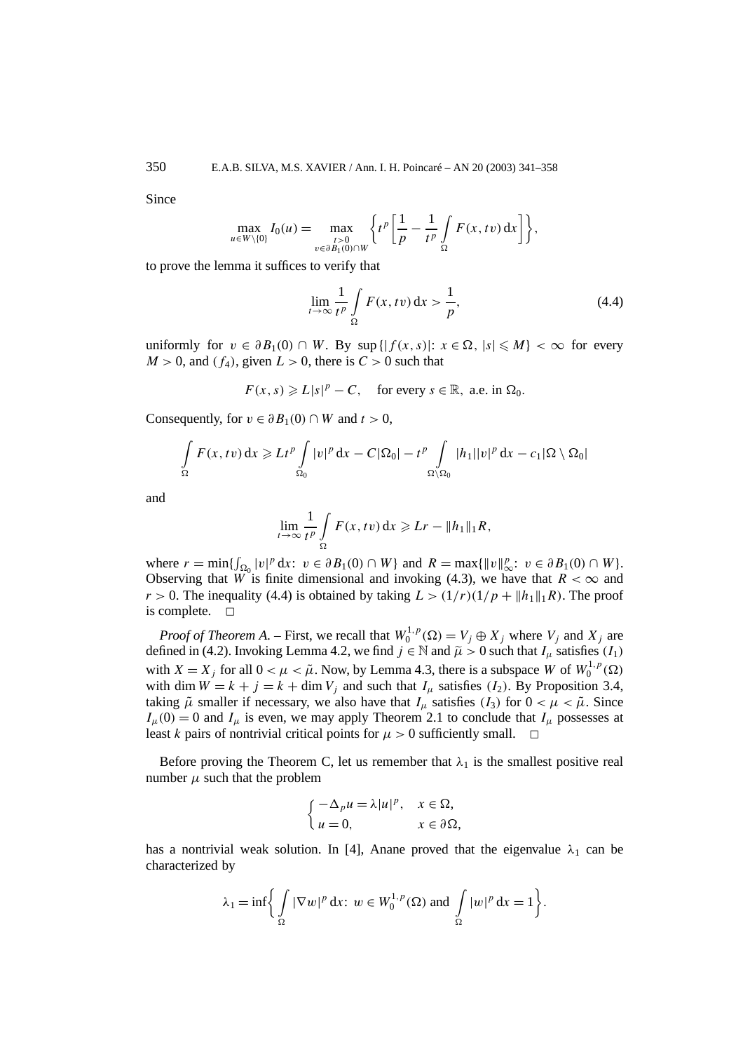Since

$$\max_{u \in W \setminus \{0\}} I_0(u) = \max_{\substack{t>0 \\ v \in \partial B_1(0) \cap W}} \left\{ t^p \left[ \frac{1}{p} - \frac{1}{t^p} \int_\Omega F(x, tv)\, \mathrm{d}x \right] \right\},$$

to prove the lemma it suffices to verify that

$$\lim_{t \to \infty} \frac{1}{t^p} \int_\Omega F(x, tv)\, \mathrm{d}x > \frac{1}{p}, \tag{4.4}$$

uniformly for $v \in \partial B_1(0) \cap W$. By $\sup\{|f(x,s)|\colon x \in \Omega,\ |s| \leqslant M\} < \infty$ for every $M > 0$, and $(f_4)$, given $L > 0$, there is $C > 0$ such that

$$F(x,s) \geqslant L|s|^p - C, \quad \text{for every } s \in \mathbb{R}, \text{ a.e. in } \Omega_0.$$

Consequently, for $v \in \partial B_1(0) \cap W$ and $t > 0$,

$$\int_\Omega F(x, tv)\, \mathrm{d}x \geqslant Lt^p \int_{\Omega_0} |v|^p\, \mathrm{d}x - C|\Omega_0| - t^p \int_{\Omega \setminus \Omega_0} |h_1||v|^p\, \mathrm{d}x - c_1|\Omega \setminus \Omega_0|$$

and

$$\lim_{t \to \infty} \frac{1}{t^p} \int_\Omega F(x, tv)\, \mathrm{d}x \geqslant Lr - \|h_1\|_1 R,$$

where $r = \min\{\int_{\Omega_0} |v|^p\, \mathrm{d}x\colon v \in \partial B_1(0) \cap W\}$ and $R = \max\{\|v\|_\infty^p\colon v \in \partial B_1(0) \cap W\}$. Observing that $W$ is finite dimensional and invoking (4.3), we have that $R < \infty$ and $r > 0$. The inequality (4.4) is obtained by taking $L > (1/r)(1/p + \|h_1\|_1 R)$. The proof is complete. □

*Proof of Theorem A.* – First, we recall that $W_0^{1,p}(\Omega) = V_j \oplus X_j$ where $V_j$ and $X_j$ are defined in (4.2). Invoking Lemma 4.2, we find $j \in \mathbb{N}$ and $\tilde{\mu} > 0$ such that $I_\mu$ satisfies $(I_1)$ with $X = X_j$ for all $0 < \mu < \tilde{\mu}$. Now, by Lemma 4.3, there is a subspace $W$ of $W_0^{1,p}(\Omega)$ with $\dim W = k + j = k + \dim V_j$ and such that $I_\mu$ satisfies $(I_2)$. By Proposition 3.4, taking $\tilde{\mu}$ smaller if necessary, we also have that $I_\mu$ satisfies $(I_3)$ for $0 < \mu < \tilde{\mu}$. Since $I_\mu(0) = 0$ and $I_\mu$ is even, we may apply Theorem 2.1 to conclude that $I_\mu$ possesses at least $k$ pairs of nontrivial critical points for $\mu > 0$ sufficiently small. □

Before proving the Theorem C, let us remember that $\lambda_1$ is the smallest positive real number $\mu$ such that the problem

$$\begin{cases} -\Delta_p u = \lambda |u|^p, & x \in \Omega, \\ u = 0, & x \in \partial\Omega, \end{cases}$$

has a nontrivial weak solution. In [4], Anane proved that the eigenvalue $\lambda_1$ can be characterized by

$$\lambda_1 = \inf\left\{ \int_\Omega |\nabla w|^p\, \mathrm{d}x\colon w \in W_0^{1,p}(\Omega) \text{ and } \int_\Omega |w|^p\, \mathrm{d}x = 1 \right\}.$$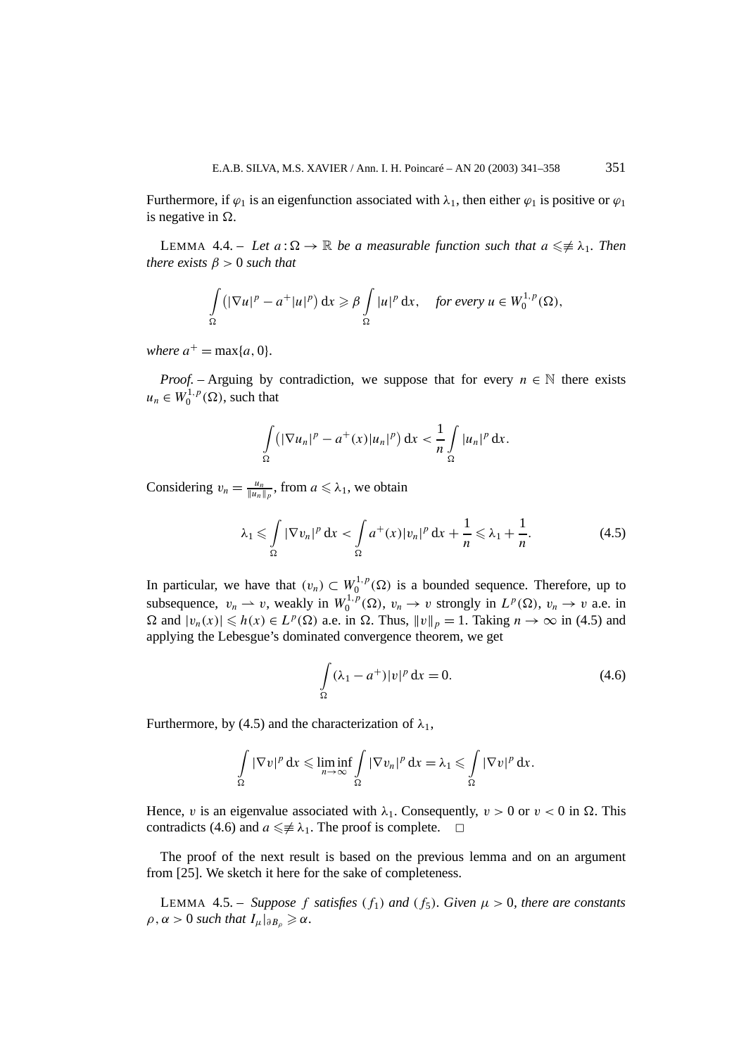Furthermore, if $\varphi_1$ is an eigenfunction associated with $\lambda_1$, then either $\varphi_1$ is positive or $\varphi_1$ is negative in $\Omega$.

LEMMA 4.4. – *Let $a:\Omega \to \mathbb{R}$ be a measurable function such that $a \leqslant\not\equiv \lambda_1$. Then there exists $\beta > 0$ such that*

$$\int_\Omega \left(|\nabla u|^p - a^+|u|^p\right) \mathrm{d}x \geqslant \beta \int_\Omega |u|^p \,\mathrm{d}x, \quad \textit{for every } u \in W_0^{1,p}(\Omega),$$

*where $a^+ = \max\{a, 0\}$.*

*Proof.* – Arguing by contradiction, we suppose that for every $n \in \mathbb{N}$ there exists $u_n \in W_0^{1,p}(\Omega)$, such that

$$\int_\Omega \left(|\nabla u_n|^p - a^+(x)|u_n|^p\right) \mathrm{d}x < \frac{1}{n} \int_\Omega |u_n|^p \,\mathrm{d}x.$$

Considering $v_n = \frac{u_n}{\|u_n\|_p}$, from $a \leqslant \lambda_1$, we obtain

$$\lambda_1 \leqslant \int_\Omega |\nabla v_n|^p \,\mathrm{d}x < \int_\Omega a^+(x)|v_n|^p \,\mathrm{d}x + \frac{1}{n} \leqslant \lambda_1 + \frac{1}{n}. \tag{4.5}$$

In particular, we have that $(v_n) \subset W_0^{1,p}(\Omega)$ is a bounded sequence. Therefore, up to subsequence, $v_n \rightharpoonup v$, weakly in $W_0^{1,p}(\Omega)$, $v_n \to v$ strongly in $L^p(\Omega)$, $v_n \to v$ a.e. in $\Omega$ and $|v_n(x)| \leqslant h(x) \in L^p(\Omega)$ a.e. in $\Omega$. Thus, $\|v\|_p = 1$. Taking $n \to \infty$ in (4.5) and applying the Lebesgue's dominated convergence theorem, we get

$$\int_\Omega (\lambda_1 - a^+)|v|^p \,\mathrm{d}x = 0. \tag{4.6}$$

Furthermore, by (4.5) and the characterization of $\lambda_1$,

$$\int_\Omega |\nabla v|^p \,\mathrm{d}x \leqslant \liminf_{n\to\infty} \int_\Omega |\nabla v_n|^p \,\mathrm{d}x = \lambda_1 \leqslant \int_\Omega |\nabla v|^p \,\mathrm{d}x.$$

Hence, $v$ is an eigenvalue associated with $\lambda_1$. Consequently, $v > 0$ or $v < 0$ in $\Omega$. This contradicts (4.6) and $a \leqslant\not\equiv \lambda_1$. The proof is complete. $\square$

The proof of the next result is based on the previous lemma and on an argument from [25]. We sketch it here for the sake of completeness.

LEMMA 4.5. – *Suppose $f$ satisfies $(f_1)$ and $(f_5)$. Given $\mu > 0$, there are constants $\rho, \alpha > 0$ such that $I_\mu|_{\partial B_\rho} \geqslant \alpha$.*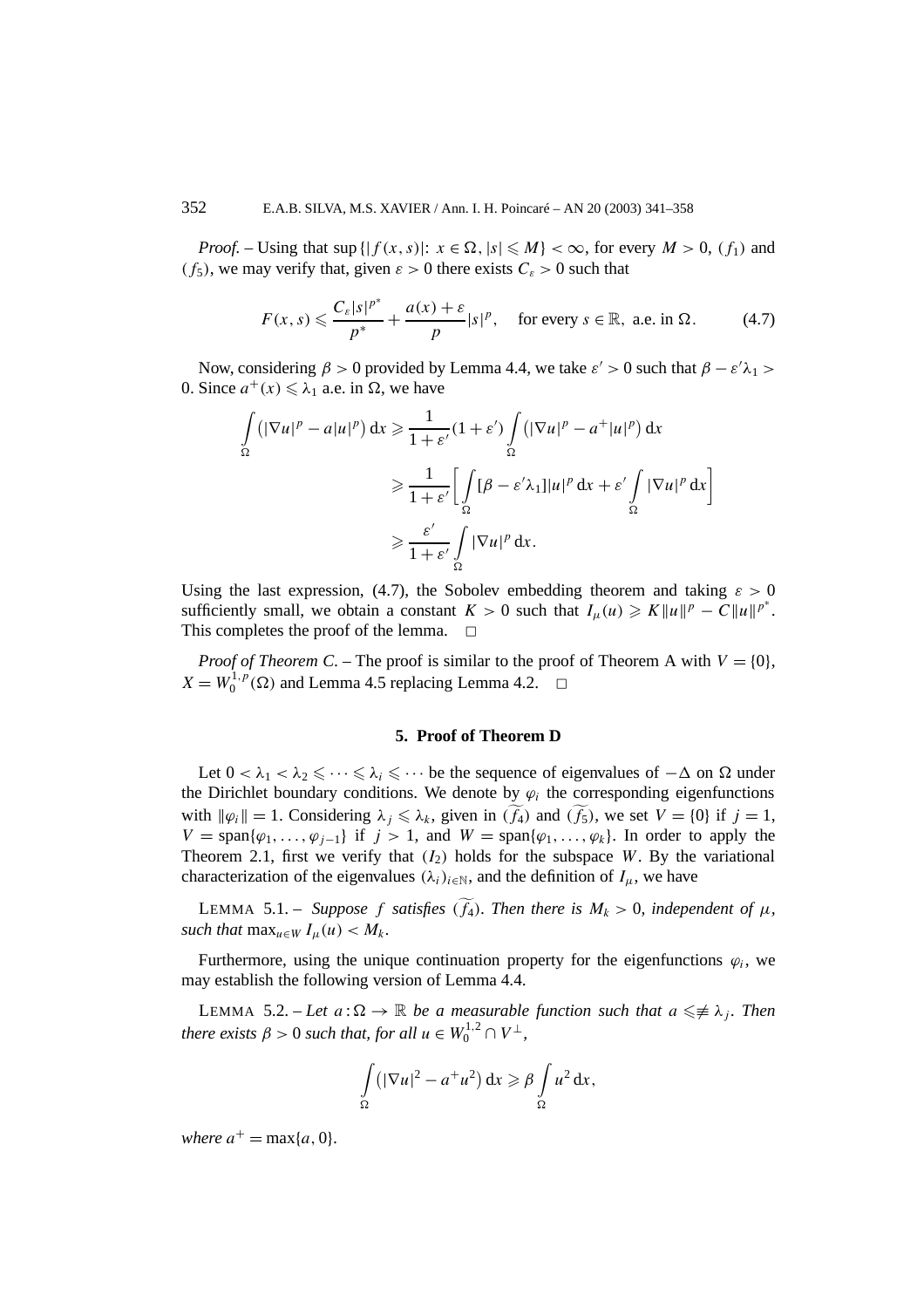*Proof.* – Using that $\sup\{|f(x,s)|: x \in \Omega, |s| \leqslant M\} < \infty$, for every $M > 0$, $(f_1)$ and $(f_5)$, we may verify that, given $\varepsilon > 0$ there exists $C_\varepsilon > 0$ such that

$$F(x,s) \leqslant \frac{C_\varepsilon |s|^{p^*}}{p^*} + \frac{a(x) + \varepsilon}{p}|s|^p, \quad \text{for every } s \in \mathbb{R}, \text{ a.e. in } \Omega. \tag{4.7}$$

Now, considering $\beta > 0$ provided by Lemma 4.4, we take $\varepsilon' > 0$ such that $\beta - \varepsilon'\lambda_1 > 0$. Since $a^+(x) \leqslant \lambda_1$ a.e. in $\Omega$, we have

$$\begin{aligned}
\int_\Omega \left(|\nabla u|^p - a|u|^p\right) \mathrm{d}x &\geqslant \frac{1}{1+\varepsilon'}(1+\varepsilon') \int_\Omega \left(|\nabla u|^p - a^+|u|^p\right) \mathrm{d}x \\
&\geqslant \frac{1}{1+\varepsilon'}\left[\int_\Omega [\beta - \varepsilon'\lambda_1]|u|^p \,\mathrm{d}x + \varepsilon' \int_\Omega |\nabla u|^p \,\mathrm{d}x\right] \\
&\geqslant \frac{\varepsilon'}{1+\varepsilon'} \int_\Omega |\nabla u|^p \,\mathrm{d}x.
\end{aligned}$$

Using the last expression, (4.7), the Sobolev embedding theorem and taking $\varepsilon > 0$ sufficiently small, we obtain a constant $K > 0$ such that $I_\mu(u) \geqslant K\|u\|^p - C\|u\|^{p^*}$. This completes the proof of the lemma. $\square$

*Proof of Theorem C.* – The proof is similar to the proof of Theorem A with $V = \{0\}$, $X = W_0^{1,p}(\Omega)$ and Lemma 4.5 replacing Lemma 4.2. $\square$

## 5. Proof of Theorem D

Let $0 < \lambda_1 < \lambda_2 \leqslant \cdots \leqslant \lambda_i \leqslant \cdots$ be the sequence of eigenvalues of $-\Delta$ on $\Omega$ under the Dirichlet boundary conditions. We denote by $\varphi_i$ the corresponding eigenfunctions with $\|\varphi_i\| = 1$. Considering $\lambda_j \leqslant \lambda_k$, given in $(\widetilde{f_4})$ and $(\widetilde{f_5})$, we set $V = \{0\}$ if $j = 1$, $V = \operatorname{span}\{\varphi_1, \ldots, \varphi_{j-1}\}$ if $j > 1$, and $W = \operatorname{span}\{\varphi_1, \ldots, \varphi_k\}$. In order to apply the Theorem 2.1, first we verify that $(I_2)$ holds for the subspace $W$. By the variational characterization of the eigenvalues $(\lambda_i)_{i\in\mathbb{N}}$, and the definition of $I_\mu$, we have

LEMMA 5.1. – *Suppose $f$ satisfies $(\widetilde{f_4})$. Then there is $M_k > 0$, independent of $\mu$, such that $\max_{u\in W} I_\mu(u) < M_k$.*

Furthermore, using the unique continuation property for the eigenfunctions $\varphi_i$, we may establish the following version of Lemma 4.4.

LEMMA 5.2. – *Let $a : \Omega \to \mathbb{R}$ be a measurable function such that $a \leqslant\not\equiv \lambda_j$. Then there exists $\beta > 0$ such that, for all $u \in W_0^{1,2} \cap V^\perp$,*

$$\int_\Omega \left(|\nabla u|^2 - a^+u^2\right) \mathrm{d}x \geqslant \beta \int_\Omega u^2 \,\mathrm{d}x,$$

*where $a^+ = \max\{a, 0\}$.*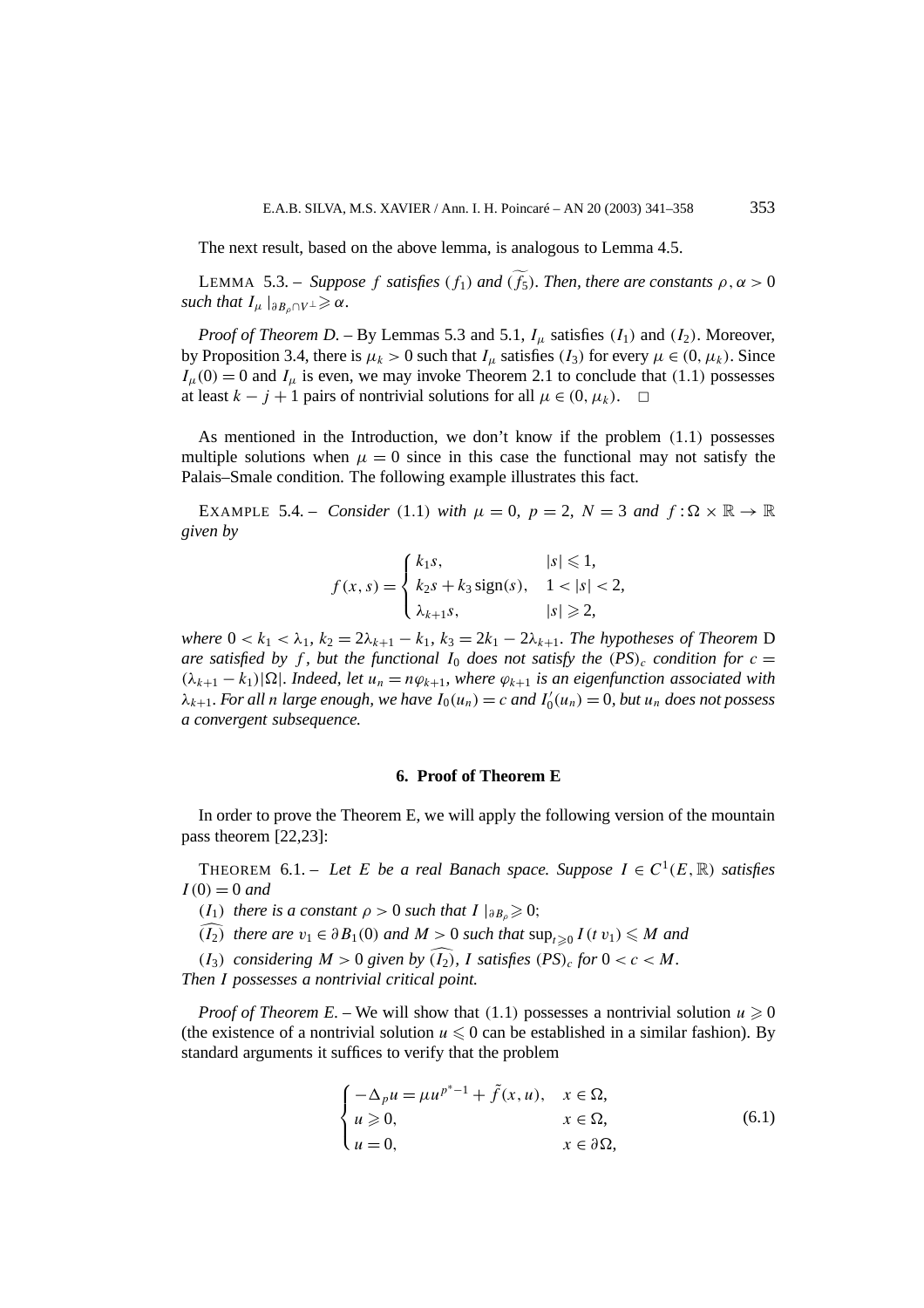The next result, based on the above lemma, is analogous to Lemma 4.5.

LEMMA 5.3. – *Suppose $f$ satisfies $(f_1)$ and $(\widetilde{f_5})$. Then, there are constants $\rho, \alpha > 0$ such that $I_\mu|_{\partial B_\rho \cap V^\perp} \geqslant \alpha$.*

*Proof of Theorem D.* – By Lemmas 5.3 and 5.1, $I_\mu$ satisfies $(I_1)$ and $(I_2)$. Moreover, by Proposition 3.4, there is $\mu_k > 0$ such that $I_\mu$ satisfies $(I_3)$ for every $\mu \in (0, \mu_k)$. Since $I_\mu(0) = 0$ and $I_\mu$ is even, we may invoke Theorem 2.1 to conclude that (1.1) possesses at least $k - j + 1$ pairs of nontrivial solutions for all $\mu \in (0, \mu_k)$. $\square$

As mentioned in the Introduction, we don't know if the problem (1.1) possesses multiple solutions when $\mu = 0$ since in this case the functional may not satisfy the Palais–Smale condition. The following example illustrates this fact.

EXAMPLE 5.4. – *Consider* (1.1) *with $\mu = 0$, $p = 2$, $N = 3$ and $f : \Omega \times \mathbb{R} \to \mathbb{R}$ given by*

$$f(x, s) = \begin{cases} k_1 s, & |s| \leqslant 1, \\ k_2 s + k_3 \operatorname{sign}(s), & 1 < |s| < 2, \\ \lambda_{k+1} s, & |s| \geqslant 2, \end{cases}$$

*where $0 < k_1 < \lambda_1$, $k_2 = 2\lambda_{k+1} - k_1$, $k_3 = 2k_1 - 2\lambda_{k+1}$. The hypotheses of Theorem D are satisfied by $f$, but the functional $I_0$ does not satisfy the $(PS)_c$ condition for $c = (\lambda_{k+1} - k_1)|\Omega|$. Indeed, let $u_n = n\varphi_{k+1}$, where $\varphi_{k+1}$ is an eigenfunction associated with $\lambda_{k+1}$. For all $n$ large enough, we have $I_0(u_n) = c$ and $I_0'(u_n) = 0$, but $u_n$ does not possess a convergent subsequence.*

## 6. Proof of Theorem E

In order to prove the Theorem E, we will apply the following version of the mountain pass theorem [22,23]:

THEOREM 6.1. – *Let $E$ be a real Banach space. Suppose $I \in C^1(E, \mathbb{R})$ satisfies $I(0) = 0$ and*

$(I_1)$ *there is a constant $\rho > 0$ such that $I|_{\partial B_\rho} \geqslant 0$;*

$(\widehat{I_2})$ *there are $v_1 \in \partial B_1(0)$ and $M > 0$ such that $\sup_{t \geqslant 0} I(t\, v_1) \leqslant M$ and*

$(I_3)$ *considering $M > 0$ given by $(\widehat{I_2})$, $I$ satisfies $(PS)_c$ for $0 < c < M$.*

*Then $I$ possesses a nontrivial critical point.*

*Proof of Theorem E.* – We will show that (1.1) possesses a nontrivial solution $u \geqslant 0$ (the existence of a nontrivial solution $u \leqslant 0$ can be established in a similar fashion). By standard arguments it suffices to verify that the problem

$$\begin{cases} -\Delta_p u = \mu u^{p^*-1} + \tilde{f}(x, u), & x \in \Omega, \\ u \geqslant 0, & x \in \Omega, \\ u = 0, & x \in \partial\Omega, \end{cases} \tag{6.1}$$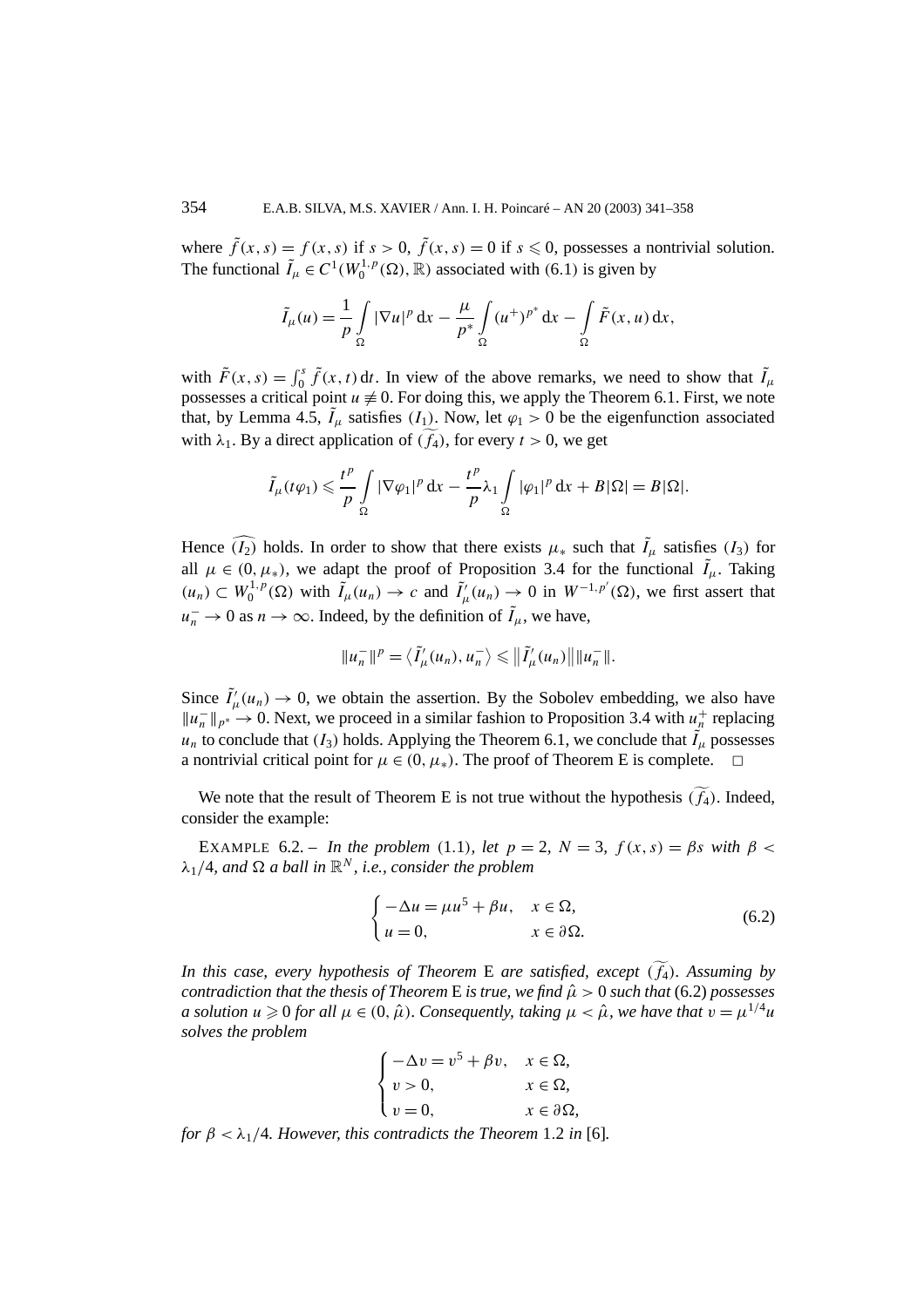where $\tilde{f}(x,s) = f(x,s)$ if $s > 0$, $\tilde{f}(x,s) = 0$ if $s \leqslant 0$, possesses a nontrivial solution. The functional $\tilde{I}_\mu \in C^1(W_0^{1,p}(\Omega), \mathbb{R})$ associated with (6.1) is given by

$$\tilde{I}_\mu(u) = \frac{1}{p}\int_\Omega |\nabla u|^p \,\mathrm{d}x - \frac{\mu}{p^*}\int_\Omega (u^+)^{p^*}\,\mathrm{d}x - \int_\Omega \tilde{F}(x,u)\,\mathrm{d}x,$$

with $\tilde{F}(x,s) = \int_0^s \tilde{f}(x,t)\,\mathrm{d}t$. In view of the above remarks, we need to show that $\tilde{I}_\mu$ possesses a critical point $u \not\equiv 0$. For doing this, we apply the Theorem 6.1. First, we note that, by Lemma 4.5, $\tilde{I}_\mu$ satisfies $(I_1)$. Now, let $\varphi_1 > 0$ be the eigenfunction associated with $\lambda_1$. By a direct application of $(\widetilde{f_4})$, for every $t > 0$, we get

$$\tilde{I}_\mu(t\varphi_1) \leqslant \frac{t^p}{p}\int_\Omega |\nabla\varphi_1|^p\,\mathrm{d}x - \frac{t^p}{p}\lambda_1\int_\Omega |\varphi_1|^p\,\mathrm{d}x + B|\Omega| = B|\Omega|.$$

Hence $\widehat{(I_2)}$ holds. In order to show that there exists $\mu_*$ such that $\tilde{I}_\mu$ satisfies $(I_3)$ for all $\mu \in (0, \mu_*)$, we adapt the proof of Proposition 3.4 for the functional $\tilde{I}_\mu$. Taking $(u_n) \subset W_0^{1,p}(\Omega)$ with $\tilde{I}_\mu(u_n) \to c$ and $\tilde{I}'_\mu(u_n) \to 0$ in $W^{-1,p'}(\Omega)$, we first assert that $u_n^- \to 0$ as $n \to \infty$. Indeed, by the definition of $\tilde{I}_\mu$, we have,

$$\|u_n^-\|^p = \langle \tilde{I}'_\mu(u_n), u_n^-\rangle \leqslant \|\tilde{I}'_\mu(u_n)\|\|u_n^-\|.$$

Since $\tilde{I}'_\mu(u_n) \to 0$, we obtain the assertion. By the Sobolev embedding, we also have $\|u_n^-\|_{p^*} \to 0$. Next, we proceed in a similar fashion to Proposition 3.4 with $u_n^+$ replacing $u_n$ to conclude that $(I_3)$ holds. Applying the Theorem 6.1, we conclude that $\tilde{I}_\mu$ possesses a nontrivial critical point for $\mu \in (0, \mu_*)$. The proof of Theorem E is complete. □

We note that the result of Theorem E is not true without the hypothesis $(\widetilde{f_4})$. Indeed, consider the example:

EXAMPLE 6.2. – *In the problem* (1.1)*, let* $p = 2$, $N = 3$, $f(x,s) = \beta s$ *with* $\beta < \lambda_1/4$, *and* $\Omega$ *a ball in* $\mathbb{R}^N$, *i.e., consider the problem*

$$\begin{cases} -\Delta u = \mu u^5 + \beta u, & x \in \Omega, \\ u = 0, & x \in \partial\Omega. \end{cases} \tag{6.2}$$

*In this case, every hypothesis of Theorem* E *are satisfied, except* $(\widetilde{f_4})$. *Assuming by contradiction that the thesis of Theorem* E *is true, we find* $\hat{\mu} > 0$ *such that* (6.2) *possesses a solution* $u \geqslant 0$ *for all* $\mu \in (0, \hat{\mu})$. *Consequently, taking* $\mu < \hat{\mu}$, *we have that* $v = \mu^{1/4}u$ *solves the problem*

$$\begin{cases} -\Delta v = v^5 + \beta v, & x \in \Omega, \\ v > 0, & x \in \Omega, \\ v = 0, & x \in \partial\Omega, \end{cases}$$

*for* $\beta < \lambda_1/4$. *However, this contradicts the Theorem* 1.2 *in* [6].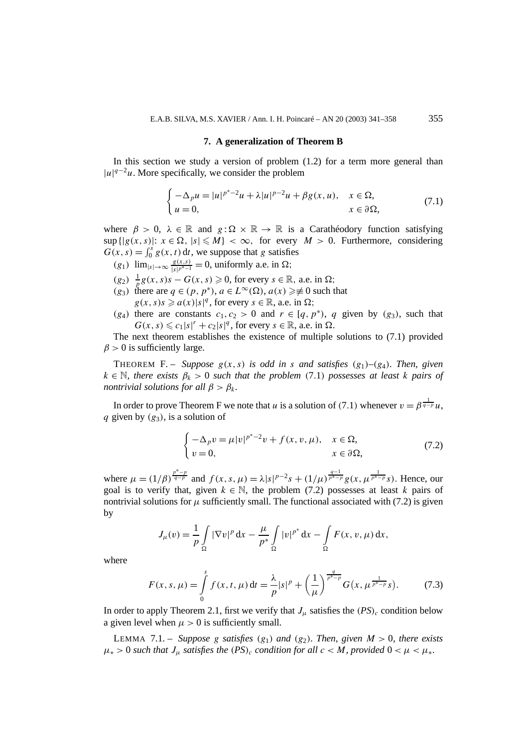## 7. A generalization of Theorem B

In this section we study a version of problem (1.2) for a term more general than $|u|^{q-2}u$. More specifically, we consider the problem

$$\begin{cases} -\Delta_p u = |u|^{p^*-2}u + \lambda |u|^{p-2}u + \beta g(x,u), & x \in \Omega, \\ u = 0, & x \in \partial\Omega, \end{cases} \tag{7.1}$$

where $\beta > 0$, $\lambda \in \mathbb{R}$ and $g : \Omega \times \mathbb{R} \to \mathbb{R}$ is a Carathéodory function satisfying $\sup\{|g(x,s)|: x \in \Omega, |s| \leqslant M\} < \infty$, for every $M > 0$. Furthermore, considering $G(x,s) = \int_0^s g(x,t)\,\mathrm{d}t$, we suppose that $g$ satisfies

- $(g_1)$ $\lim_{|s|\to\infty} \frac{g(x,s)}{|s|^{p^*-1}} = 0$, uniformly a.e. in $\Omega$;
- $(g_2)$ $\frac{1}{p} g(x,s)s - G(x,s) \geqslant 0$, for every $s \in \mathbb{R}$, a.e. in $\Omega$;
- $(g_3)$ there are $q \in (p, p^*)$, $a \in L^\infty(\Omega)$, $a(x) \geqslant\not\equiv 0$ such that $g(x,s)s \geqslant a(x)|s|^q$, for every $s \in \mathbb{R}$, a.e. in $\Omega$;
- $(g_4)$ there are constants $c_1, c_2 > 0$ and $r \in [q, p^*)$, $q$ given by $(g_3)$, such that $G(x,s) \leqslant c_1|s|^r + c_2|s|^q$, for every $s \in \mathbb{R}$, a.e. in $\Omega$.

The next theorem establishes the existence of multiple solutions to (7.1) provided $\beta > 0$ is sufficiently large.

THEOREM F. – *Suppose $g(x,s)$ is odd in $s$ and satisfies $(g_1)$–$(g_4)$. Then, given $k \in \mathbb{N}$, there exists $\beta_k > 0$ such that the problem* (7.1) *possesses at least $k$ pairs of nontrivial solutions for all $\beta > \beta_k$.*

In order to prove Theorem F we note that $u$ is a solution of (7.1) whenever $v = \beta^{\frac{1}{q-p}} u$, $q$ given by $(g_3)$, is a solution of

$$\begin{cases} -\Delta_p v = \mu |v|^{p^*-2}v + f(x,v,\mu), & x \in \Omega, \\ v = 0, & x \in \partial\Omega, \end{cases} \tag{7.2}$$

where $\mu = (1/\beta)^{\frac{p^*-p}{q-p}}$ and $f(x,s,\mu) = \lambda |s|^{p-2}s + (1/\mu)^{\frac{q-1}{p^*-p}} g(x, \mu^{\frac{1}{p^*-p}} s)$. Hence, our goal is to verify that, given $k \in \mathbb{N}$, the problem (7.2) possesses at least $k$ pairs of nontrivial solutions for $\mu$ sufficiently small. The functional associated with (7.2) is given by

$$J_\mu(v) = \frac{1}{p} \int_\Omega |\nabla v|^p \,\mathrm{d}x - \frac{\mu}{p^*} \int_\Omega |v|^{p^*} \,\mathrm{d}x - \int_\Omega F(x,v,\mu)\,\mathrm{d}x,$$

where

$$F(x,s,\mu) = \int_0^s f(x,t,\mu)\,\mathrm{d}t = \frac{\lambda}{p}|s|^p + \left(\frac{1}{\mu}\right)^{\frac{q}{p^*-p}} G\big(x, \mu^{\frac{1}{p^*-p}} s\big). \tag{7.3}$$

In order to apply Theorem 2.1, first we verify that $J_\mu$ satisfies the $(PS)_c$ condition below a given level when $\mu > 0$ is sufficiently small.

LEMMA 7.1. – *Suppose $g$ satisfies $(g_1)$ and $(g_2)$. Then, given $M > 0$, there exists $\mu_* > 0$ such that $J_\mu$ satisfies the $(PS)_c$ condition for all $c < M$, provided $0 < \mu < \mu_*$.*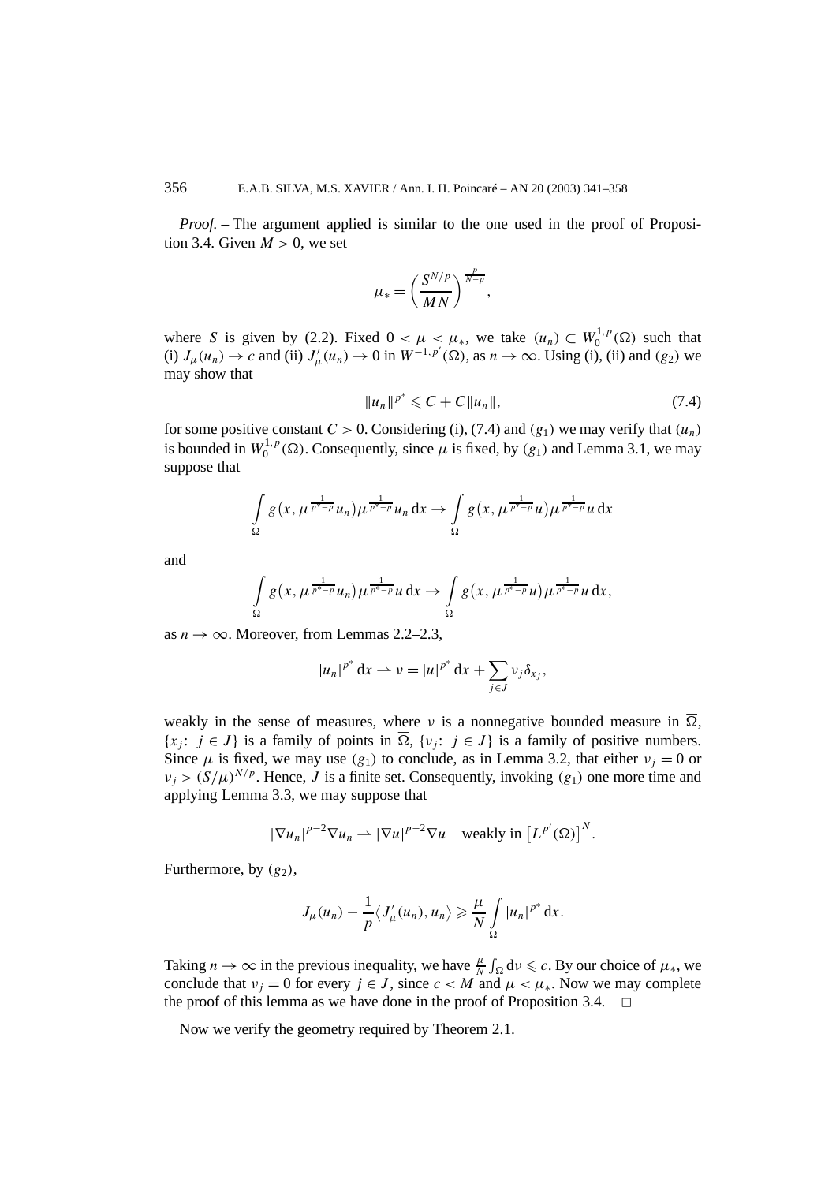*Proof.* – The argument applied is similar to the one used in the proof of Proposition 3.4. Given $M > 0$, we set

$$\mu_* = \left(\frac{S^{N/p}}{MN}\right)^{\frac{p}{N-p}},$$

where $S$ is given by (2.2). Fixed $0 < \mu < \mu_*$, we take $(u_n) \subset W_0^{1,p}(\Omega)$ such that (i) $J_\mu(u_n) \to c$ and (ii) $J'_\mu(u_n) \to 0$ in $W^{-1,p'}(\Omega)$, as $n \to \infty$. Using (i), (ii) and $(g_2)$ we may show that

$$\|u_n\|^{p^*} \leqslant C + C\|u_n\|, \tag{7.4}$$

for some positive constant $C > 0$. Considering (i), (7.4) and $(g_1)$ we may verify that $(u_n)$ is bounded in $W_0^{1,p}(\Omega)$. Consequently, since $\mu$ is fixed, by $(g_1)$ and Lemma 3.1, we may suppose that

$$\int_\Omega g\big(x, \mu^{\frac{1}{p^*-p}} u_n\big)\mu^{\frac{1}{p^*-p}} u_n \,\mathrm{d}x \to \int_\Omega g\big(x, \mu^{\frac{1}{p^*-p}} u\big)\mu^{\frac{1}{p^*-p}} u \,\mathrm{d}x$$

and

$$\int_\Omega g\big(x, \mu^{\frac{1}{p^*-p}} u_n\big)\mu^{\frac{1}{p^*-p}} u \,\mathrm{d}x \to \int_\Omega g\big(x, \mu^{\frac{1}{p^*-p}} u\big)\mu^{\frac{1}{p^*-p}} u \,\mathrm{d}x,$$

as $n \to \infty$. Moreover, from Lemmas 2.2–2.3,

$$|u_n|^{p^*}\,\mathrm{d}x \rightharpoonup \nu = |u|^{p^*}\,\mathrm{d}x + \sum_{j\in J} \nu_j \delta_{x_j},$$

weakly in the sense of measures, where $\nu$ is a nonnegative bounded measure in $\overline{\Omega}$, $\{x_j\colon\ j \in J\}$ is a family of points in $\overline{\Omega}$, $\{\nu_j\colon\ j \in J\}$ is a family of positive numbers. Since $\mu$ is fixed, we may use $(g_1)$ to conclude, as in Lemma 3.2, that either $\nu_j = 0$ or $\nu_j > (S/\mu)^{N/p}$. Hence, $J$ is a finite set. Consequently, invoking $(g_1)$ one more time and applying Lemma 3.3, we may suppose that

$$|\nabla u_n|^{p-2}\nabla u_n \rightharpoonup |\nabla u|^{p-2}\nabla u \quad \text{weakly in } \big[L^{p'}(\Omega)\big]^N.$$

Furthermore, by $(g_2)$,

$$J_\mu(u_n) - \frac{1}{p}\big\langle J'_\mu(u_n), u_n\big\rangle \geqslant \frac{\mu}{N}\int_\Omega |u_n|^{p^*}\,\mathrm{d}x.$$

Taking $n \to \infty$ in the previous inequality, we have $\frac{\mu}{N}\int_\Omega \mathrm{d}\nu \leqslant c$. By our choice of $\mu_*$, we conclude that $\nu_j = 0$ for every $j \in J$, since $c < M$ and $\mu < \mu_*$. Now we may complete the proof of this lemma as we have done in the proof of Proposition 3.4. □

Now we verify the geometry required by Theorem 2.1.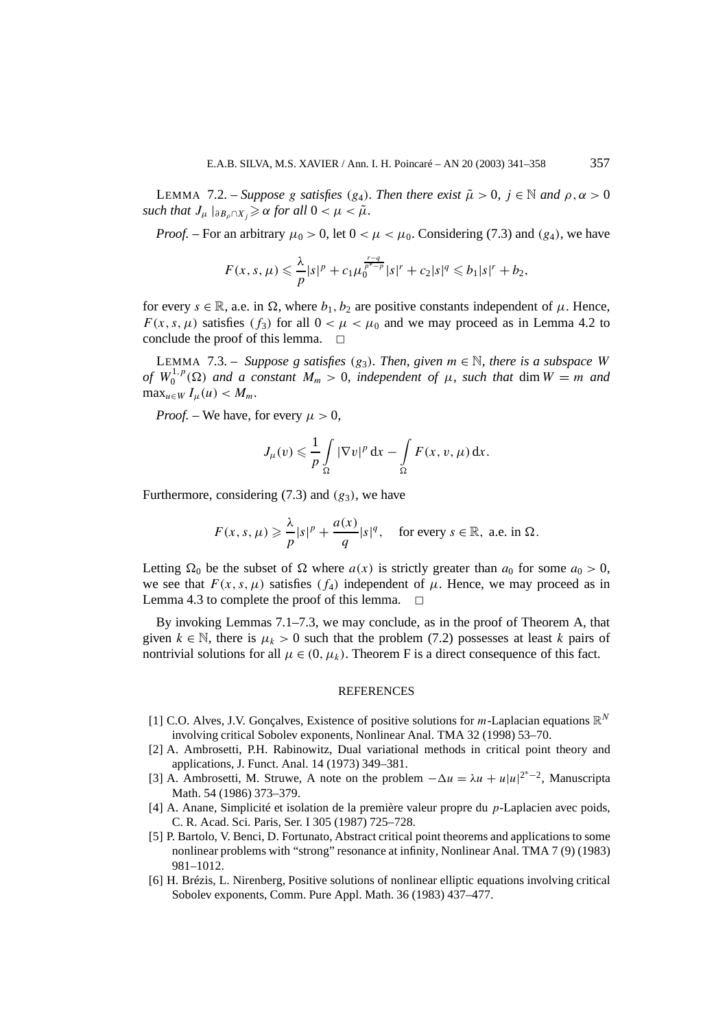LEMMA 7.2. – *Suppose $g$ satisfies $(g_4)$. Then there exist $\tilde{\mu} > 0$, $j \in \mathbb{N}$ and $\rho, \alpha > 0$ such that $J_\mu|_{\partial B_\rho \cap X_j} \geqslant \alpha$ for all $0 < \mu < \tilde{\mu}$.*

*Proof.* – For an arbitrary $\mu_0 > 0$, let $0 < \mu < \mu_0$. Considering (7.3) and $(g_4)$, we have

$$F(x, s, \mu) \leqslant \frac{\lambda}{p}|s|^p + c_1 \mu_0^{\frac{r-q}{p^*-p}}|s|^r + c_2|s|^q \leqslant b_1|s|^r + b_2,$$

for every $s \in \mathbb{R}$, a.e. in $\Omega$, where $b_1, b_2$ are positive constants independent of $\mu$. Hence, $F(x, s, \mu)$ satisfies $(f_3)$ for all $0 < \mu < \mu_0$ and we may proceed as in Lemma 4.2 to conclude the proof of this lemma. □

LEMMA 7.3. – *Suppose $g$ satisfies $(g_3)$. Then, given $m \in \mathbb{N}$, there is a subspace $W$ of $W_0^{1,p}(\Omega)$ and a constant $M_m > 0$, independent of $\mu$, such that $\dim W = m$ and $\max_{u \in W} I_\mu(u) < M_m$.*

*Proof.* – We have, for every $\mu > 0$,

$$J_\mu(v) \leqslant \frac{1}{p}\int_\Omega |\nabla v|^p \, dx - \int_\Omega F(x, v, \mu) \, dx.$$

Furthermore, considering (7.3) and $(g_3)$, we have

$$F(x, s, \mu) \geqslant \frac{\lambda}{p}|s|^p + \frac{a(x)}{q}|s|^q, \quad \text{for every } s \in \mathbb{R}, \text{ a.e. in } \Omega.$$

Letting $\Omega_0$ be the subset of $\Omega$ where $a(x)$ is strictly greater than $a_0$ for some $a_0 > 0$, we see that $F(x, s, \mu)$ satisfies $(f_4)$ independent of $\mu$. Hence, we may proceed as in Lemma 4.3 to complete the proof of this lemma. □

By invoking Lemmas 7.1–7.3, we may conclude, as in the proof of Theorem A, that given $k \in \mathbb{N}$, there is $\mu_k > 0$ such that the problem (7.2) possesses at least $k$ pairs of nontrivial solutions for all $\mu \in (0, \mu_k)$. Theorem F is a direct consequence of this fact.

## REFERENCES

[1] C.O. Alves, J.V. Gonçalves, Existence of positive solutions for $m$-Laplacian equations $\mathbb{R}^N$ involving critical Sobolev exponents, Nonlinear Anal. TMA 32 (1998) 53–70.

[2] A. Ambrosetti, P.H. Rabinowitz, Dual variational methods in critical point theory and applications, J. Funct. Anal. 14 (1973) 349–381.

[3] A. Ambrosetti, M. Struwe, A note on the problem $-\Delta u = \lambda u + u|u|^{2^*-2}$, Manuscripta Math. 54 (1986) 373–379.

[4] A. Anane, Simplicité et isolation de la première valeur propre du $p$-Laplacien avec poids, C. R. Acad. Sci. Paris, Ser. I 305 (1987) 725–728.

[5] P. Bartolo, V. Benci, D. Fortunato, Abstract critical point theorems and applications to some nonlinear problems with "strong" resonance at infinity, Nonlinear Anal. TMA 7 (9) (1983) 981–1012.

[6] H. Brézis, L. Nirenberg, Positive solutions of nonlinear elliptic equations involving critical Sobolev exponents, Comm. Pure Appl. Math. 36 (1983) 437–477.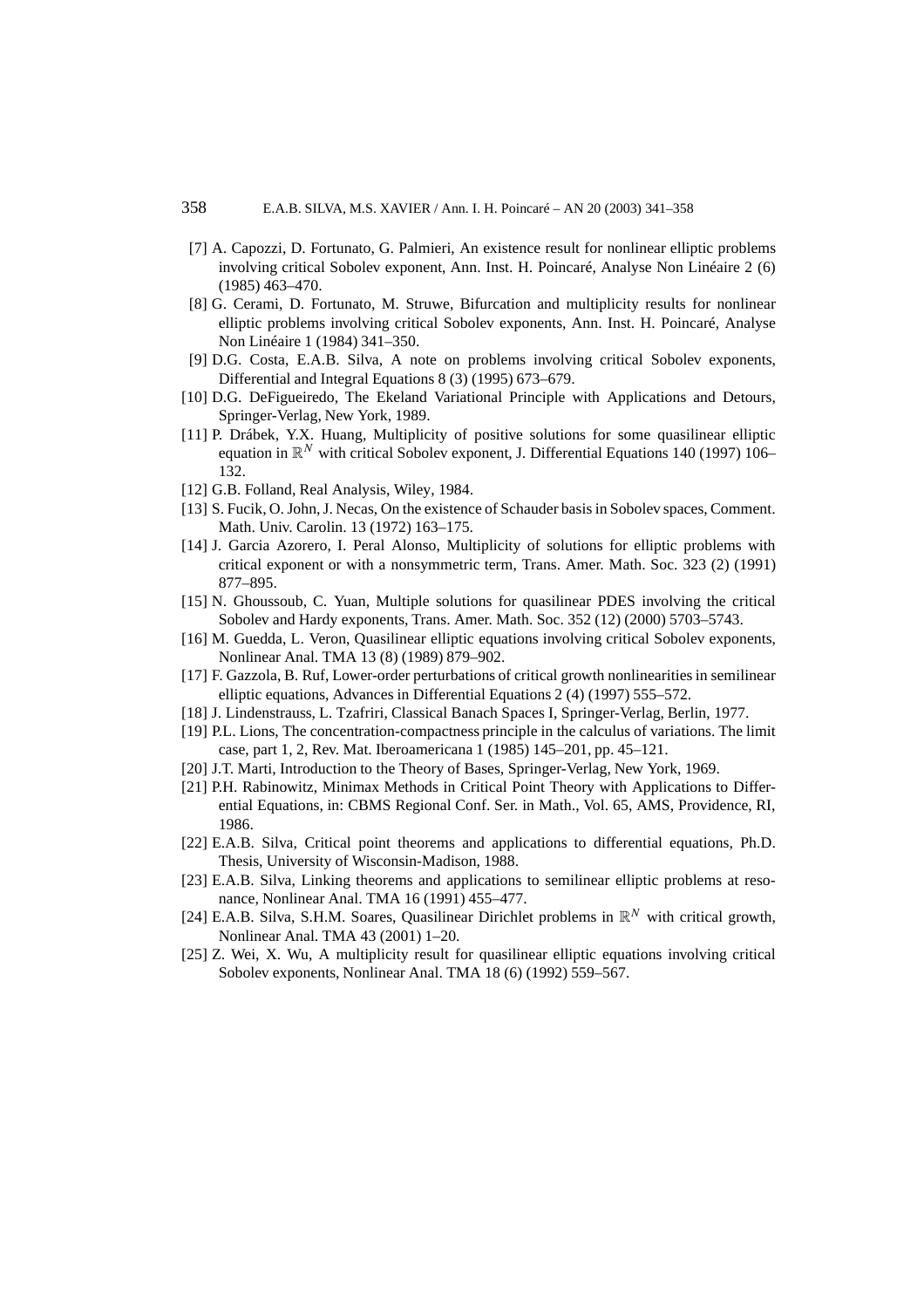[7] A. Capozzi, D. Fortunato, G. Palmieri, An existence result for nonlinear elliptic problems involving critical Sobolev exponent, Ann. Inst. H. Poincaré, Analyse Non Linéaire 2 (6) (1985) 463–470.

[8] G. Cerami, D. Fortunato, M. Struwe, Bifurcation and multiplicity results for nonlinear elliptic problems involving critical Sobolev exponents, Ann. Inst. H. Poincaré, Analyse Non Linéaire 1 (1984) 341–350.

[9] D.G. Costa, E.A.B. Silva, A note on problems involving critical Sobolev exponents, Differential and Integral Equations 8 (3) (1995) 673–679.

[10] D.G. DeFigueiredo, The Ekeland Variational Principle with Applications and Detours, Springer-Verlag, New York, 1989.

[11] P. Drábek, Y.X. Huang, Multiplicity of positive solutions for some quasilinear elliptic equation in $\mathbb{R}^N$ with critical Sobolev exponent, J. Differential Equations 140 (1997) 106–132.

[12] G.B. Folland, Real Analysis, Wiley, 1984.

[13] S. Fucik, O. John, J. Necas, On the existence of Schauder basis in Sobolev spaces, Comment. Math. Univ. Carolin. 13 (1972) 163–175.

[14] J. Garcia Azorero, I. Peral Alonso, Multiplicity of solutions for elliptic problems with critical exponent or with a nonsymmetric term, Trans. Amer. Math. Soc. 323 (2) (1991) 877–895.

[15] N. Ghoussoub, C. Yuan, Multiple solutions for quasilinear PDES involving the critical Sobolev and Hardy exponents, Trans. Amer. Math. Soc. 352 (12) (2000) 5703–5743.

[16] M. Guedda, L. Veron, Quasilinear elliptic equations involving critical Sobolev exponents, Nonlinear Anal. TMA 13 (8) (1989) 879–902.

[17] F. Gazzola, B. Ruf, Lower-order perturbations of critical growth nonlinearities in semilinear elliptic equations, Advances in Differential Equations 2 (4) (1997) 555–572.

[18] J. Lindenstrauss, L. Tzafriri, Classical Banach Spaces I, Springer-Verlag, Berlin, 1977.

[19] P.L. Lions, The concentration-compactness principle in the calculus of variations. The limit case, part 1, 2, Rev. Mat. Iberoamericana 1 (1985) 145–201, pp. 45–121.

[20] J.T. Marti, Introduction to the Theory of Bases, Springer-Verlag, New York, 1969.

[21] P.H. Rabinowitz, Minimax Methods in Critical Point Theory with Applications to Differential Equations, in: CBMS Regional Conf. Ser. in Math., Vol. 65, AMS, Providence, RI, 1986.

[22] E.A.B. Silva, Critical point theorems and applications to differential equations, Ph.D. Thesis, University of Wisconsin-Madison, 1988.

[23] E.A.B. Silva, Linking theorems and applications to semilinear elliptic problems at resonance, Nonlinear Anal. TMA 16 (1991) 455–477.

[24] E.A.B. Silva, S.H.M. Soares, Quasilinear Dirichlet problems in $\mathbb{R}^N$ with critical growth, Nonlinear Anal. TMA 43 (2001) 1–20.

[25] Z. Wei, X. Wu, A multiplicity result for quasilinear elliptic equations involving critical Sobolev exponents, Nonlinear Anal. TMA 18 (6) (1992) 559–567.